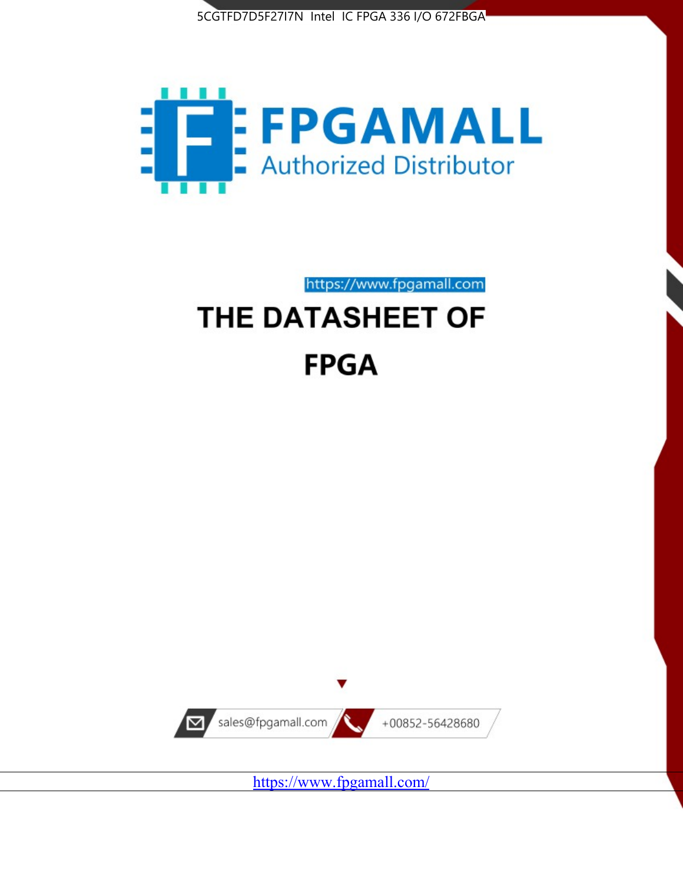5CGTFD7D5F27I7N Intel IC FPGA 336 I/O 672FBGA

FPGAMALL

Authorized Distributor

https://www.fpgamall.com

# THE DATASHEET OF

# FPGA

sales@fpgamall.com

+00852-56428680

https://www.fpgamall.com/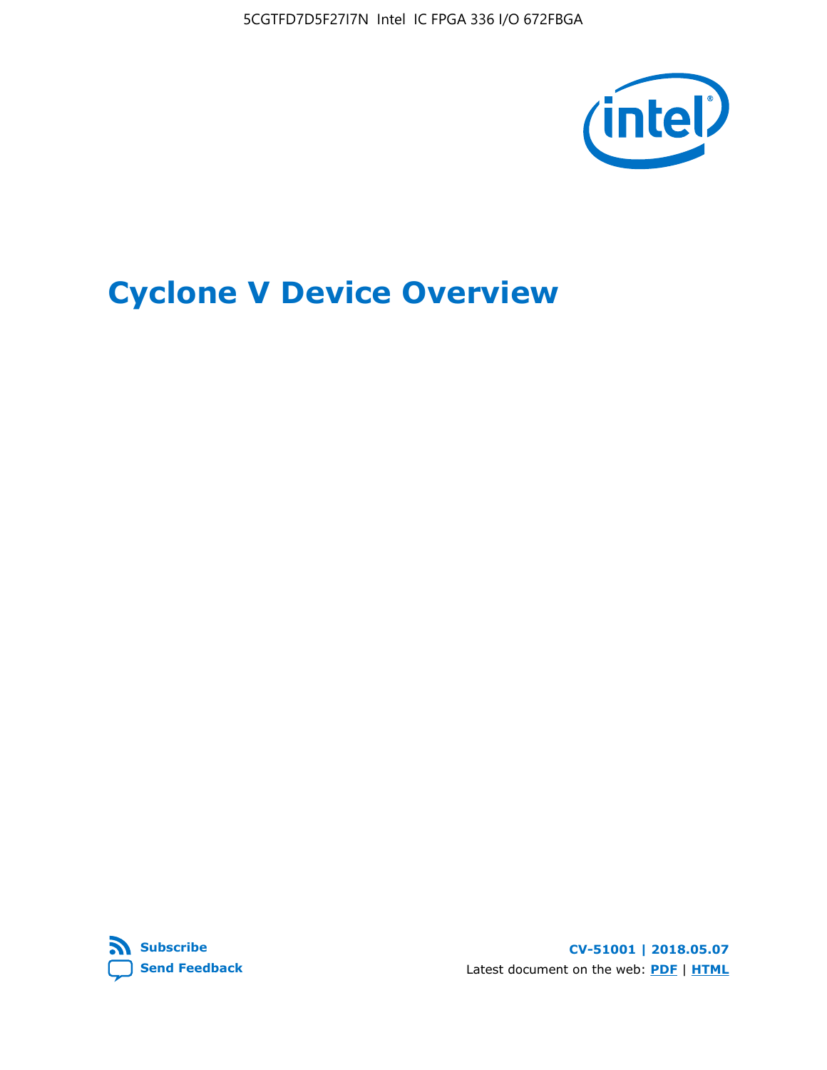# Cyclone V Device Overview

[Subscribe](#) [Send Feedback](#)

CV-51001 | 2018.05.07

Latest document on the web: [PDF](#) | [HTML](#)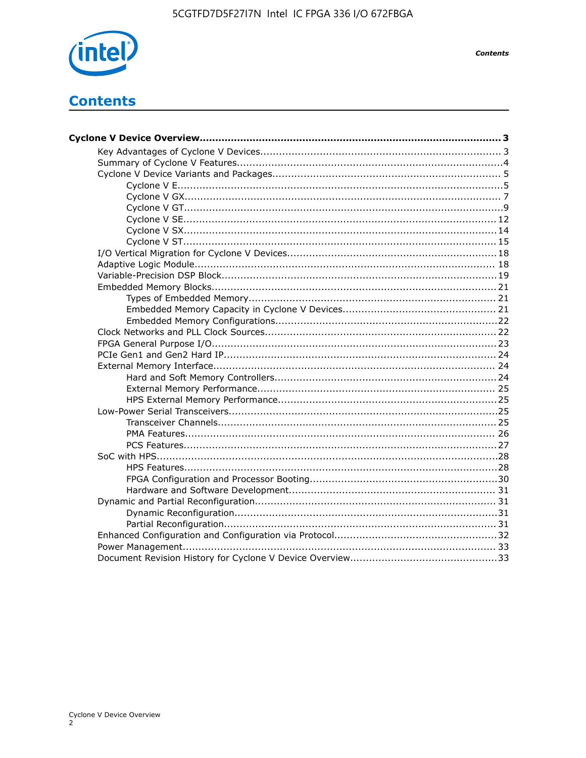# Contents

**Cyclone V Device Overview....... 3**

- Key Advantages of Cyclone V Devices....... 3
- Summary of Cyclone V Features.......4
- Cyclone V Device Variants and Packages....... 5
  - Cyclone V E.......5
  - Cyclone V GX....... 7
  - Cyclone V GT.......9
  - Cyclone V SE....... 12
  - Cyclone V SX....... 14
  - Cyclone V ST....... 15
- I/O Vertical Migration for Cyclone V Devices....... 18
- Adaptive Logic Module....... 18
- Variable-Precision DSP Block....... 19
- Embedded Memory Blocks....... 21
  - Types of Embedded Memory....... 21
  - Embedded Memory Capacity in Cyclone V Devices....... 21
  - Embedded Memory Configurations.......22
- Clock Networks and PLL Clock Sources....... 22
- FPGA General Purpose I/O....... 23
- PCIe Gen1 and Gen2 Hard IP....... 24
- External Memory Interface....... 24
  - Hard and Soft Memory Controllers....... 24
  - External Memory Performance....... 25
  - HPS External Memory Performance.......25
- Low-Power Serial Transceivers.......25
  - Transceiver Channels....... 25
  - PMA Features....... 26
  - PCS Features....... 27
- SoC with HPS.......28
  - HPS Features.......28
  - FPGA Configuration and Processor Booting.......30
  - Hardware and Software Development....... 31
- Dynamic and Partial Reconfiguration....... 31
  - Dynamic Reconfiguration.......31
  - Partial Reconfiguration....... 31
- Enhanced Configuration and Configuration via Protocol.......32
- Power Management....... 33
- Document Revision History for Cyclone V Device Overview.......33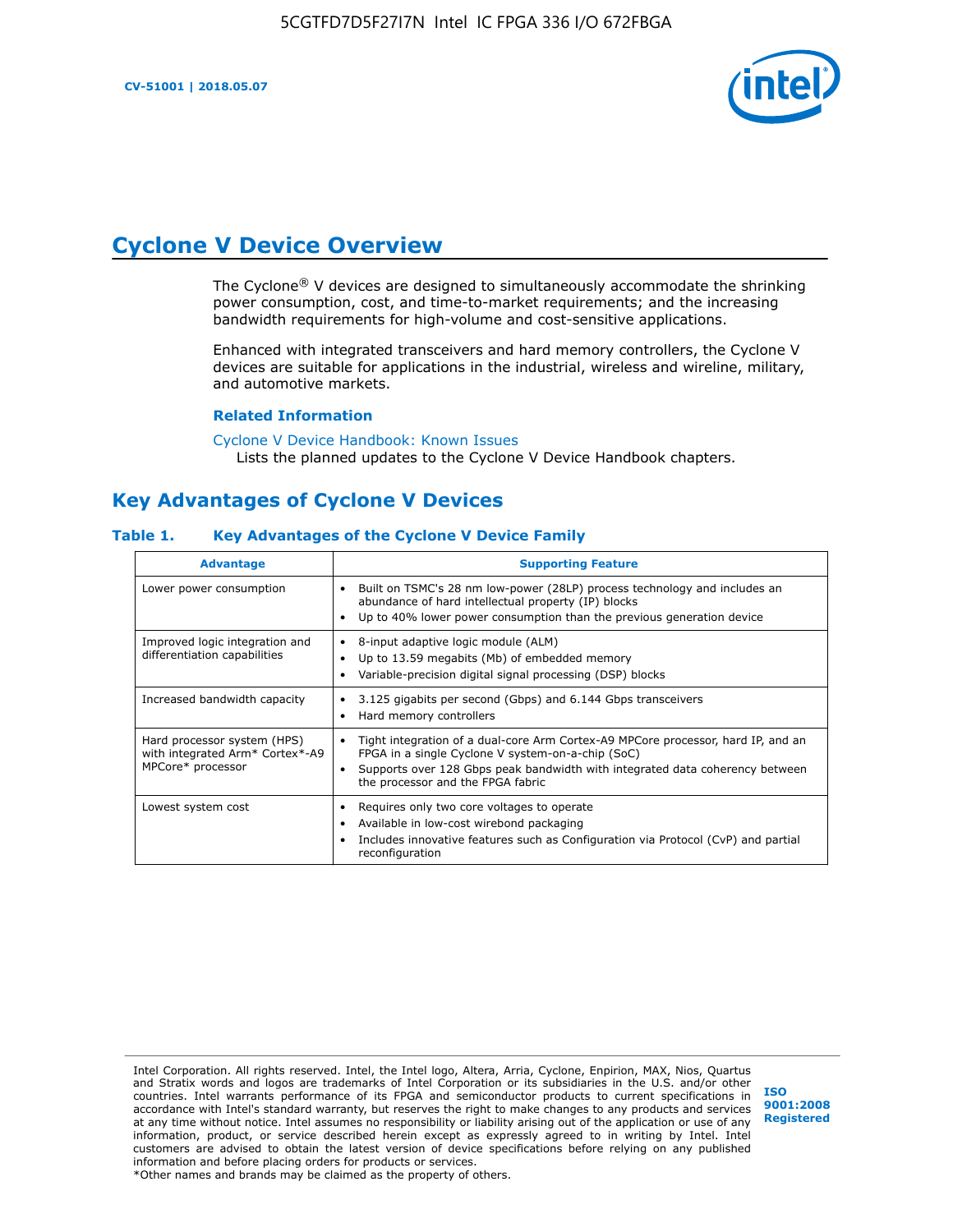# Cyclone V Device Overview

The Cyclone® V devices are designed to simultaneously accommodate the shrinking power consumption, cost, and time-to-market requirements; and the increasing bandwidth requirements for high-volume and cost-sensitive applications.

Enhanced with integrated transceivers and hard memory controllers, the Cyclone V devices are suitable for applications in the industrial, wireless and wireline, military, and automotive markets.

### Related Information

Cyclone V Device Handbook: Known Issues
Lists the planned updates to the Cyclone V Device Handbook chapters.

## Key Advantages of Cyclone V Devices

**Table 1. Key Advantages of the Cyclone V Device Family**

| Advantage | Supporting Feature |
| --- | --- |
| Lower power consumption | • Built on TSMC's 28 nm low-power (28LP) process technology and includes an abundance of hard intellectual property (IP) blocks<br>• Up to 40% lower power consumption than the previous generation device |
| Improved logic integration and differentiation capabilities | • 8-input adaptive logic module (ALM)<br>• Up to 13.59 megabits (Mb) of embedded memory<br>• Variable-precision digital signal processing (DSP) blocks |
| Increased bandwidth capacity | • 3.125 gigabits per second (Gbps) and 6.144 Gbps transceivers<br>• Hard memory controllers |
| Hard processor system (HPS) with integrated Arm* Cortex*-A9 MPCore* processor | • Tight integration of a dual-core Arm Cortex-A9 MPCore processor, hard IP, and an FPGA in a single Cyclone V system-on-a-chip (SoC)<br>• Supports over 128 Gbps peak bandwidth with integrated data coherency between the processor and the FPGA fabric |
| Lowest system cost | • Requires only two core voltages to operate<br>• Available in low-cost wirebond packaging<br>• Includes innovative features such as Configuration via Protocol (CvP) and partial reconfiguration |

Intel Corporation. All rights reserved. Intel, the Intel logo, Altera, Arria, Cyclone, Enpirion, MAX, Nios, Quartus and Stratix words and logos are trademarks of Intel Corporation or its subsidiaries in the U.S. and/or other countries. Intel warrants performance of its FPGA and semiconductor products to current specifications in accordance with Intel's standard warranty, but reserves the right to make changes to any products and services at any time without notice. Intel assumes no responsibility or liability arising out of the application or use of any information, product, or service described herein except as expressly agreed to in writing by Intel. Intel customers are advised to obtain the latest version of device specifications before relying on any published information and before placing orders for products or services.
*Other names and brands may be claimed as the property of others.

ISO 9001:2008 Registered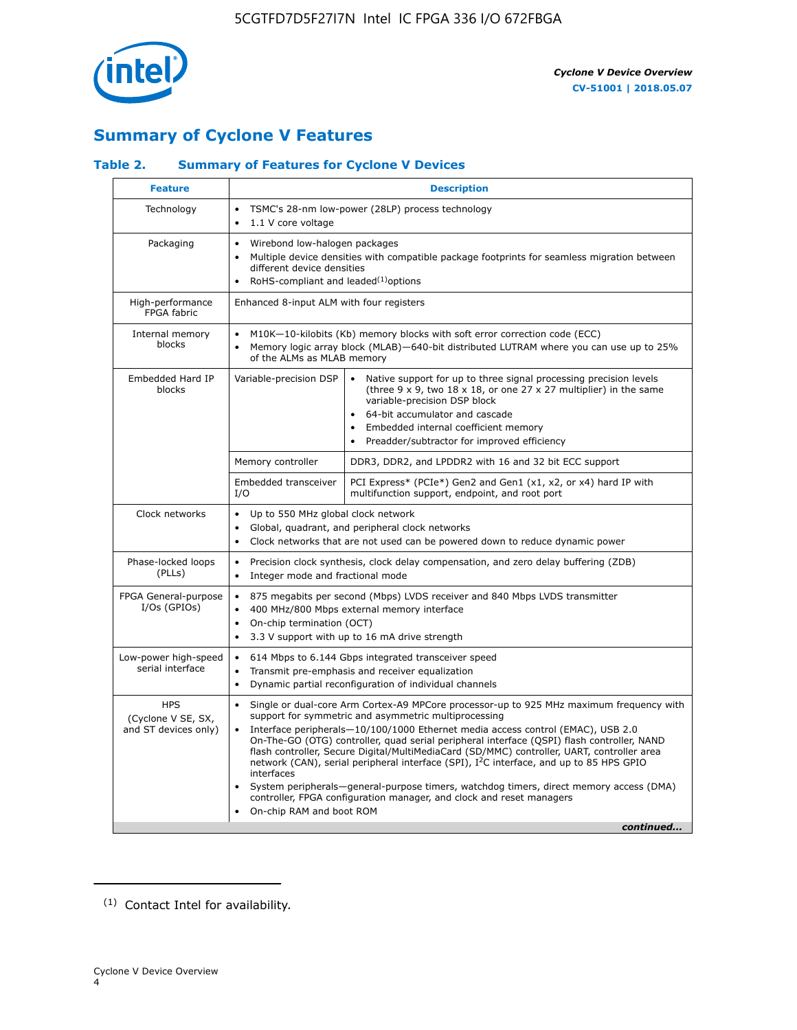## Summary of Cyclone V Features

### Table 2. Summary of Features for Cycl​one V Devices

| Feature | Description | |
|---|---|---|
| Technology | • TSMC's 28-nm low-power (28LP) process technology<br>• 1.1 V core voltage | |
| Packaging | • Wirebond low-halogen packages<br>• Multiple device densities with compatible package footprints for seamless migration between different device densities<br>• RoHS-compliant and leaded[(1)] options | |
| High-performance FPGA fabric | Enhanced 8-input ALM with four registers | |
| Internal memory blocks | • M10K—10-kilobits (Kb) memory blocks with soft error correction code (ECC)<br>• Memory logic array block (MLAB)—640-bit distributed LUTRAM where you can use up to 25% of the ALMs as MLAB memory | |
| Embedded Hard IP blocks | Variable-precision DSP | • Native support for up to three signal processing precision levels (three 9 x 9, two 18 x 18, or one 27 x 27 multiplier) in the same variable-precision DSP block<br>• 64-bit accumulator and cascade<br>• Embedded internal coefficient memory<br>• Preadder/subtractor for improved efficiency |
| | Memory controller | DDR3, DDR2, and LPDDR2 with 16 and 32 bit ECC support |
| | Embedded transceiver I/O | PCI Express* (PCIe*) Gen2 and Gen1 (x1, x2, or x4) hard IP with multifunction support, endpoint, and root port |
| Clock networks | • Up to 550 MHz global clock network<br>• Global, quadrant, and peripheral clock networks<br>• Clock networks that are not used can be powered down to reduce dynamic power | |
| Phase-locked loops (PLLs) | • Precision clock synthesis, clock delay compensation, and zero delay buffering (ZDB)<br>• Integer mode and fractional mode | |
| FPGA General-purpose I/Os (GPIOs) | • 875 megabits per second (Mbps) LVDS receiver and 840 Mbps LVDS transmitter<br>• 400 MHz/800 Mbps external memory interface<br>• On-chip termination (OCT)<br>• 3.3 V support with up to 16 mA drive strength | |
| Low-power high-speed serial interface | • 614 Mbps to 6.144 Gbps integrated transceiver speed<br>• Transmit pre-emphasis and receiver equalization<br>• Dynamic partial reconfiguration of individual channels | |
| HPS (Cyclone V SE, SX, and ST devices only) | • Single or dual-core Arm Cortex-A9 MPCore processor-up to 925 MHz maximum frequency with support for symmetric and asymmetric multiprocessing<br>• Interface peripherals—10/100/1000 Ethernet media access control (EMAC), USB 2.0 On-The-GO (OTG) controller, quad serial peripheral interface (QSPI) flash controller, NAND flash controller, Secure Digital/MultiMediaCard (SD/MMC) controller, UART, controller area network (CAN), serial peripheral interface (SPI), I²C interface, and up to 85 HPS GPIO interfaces<br>• System peripherals—general-purpose timers, watchdog timers, direct memory access (DMA) controller, FPGA configuration manager, and clock and reset managers<br>• On-chip RAM and boot ROM | |

*continued...*

(1) Contact Intel for availability.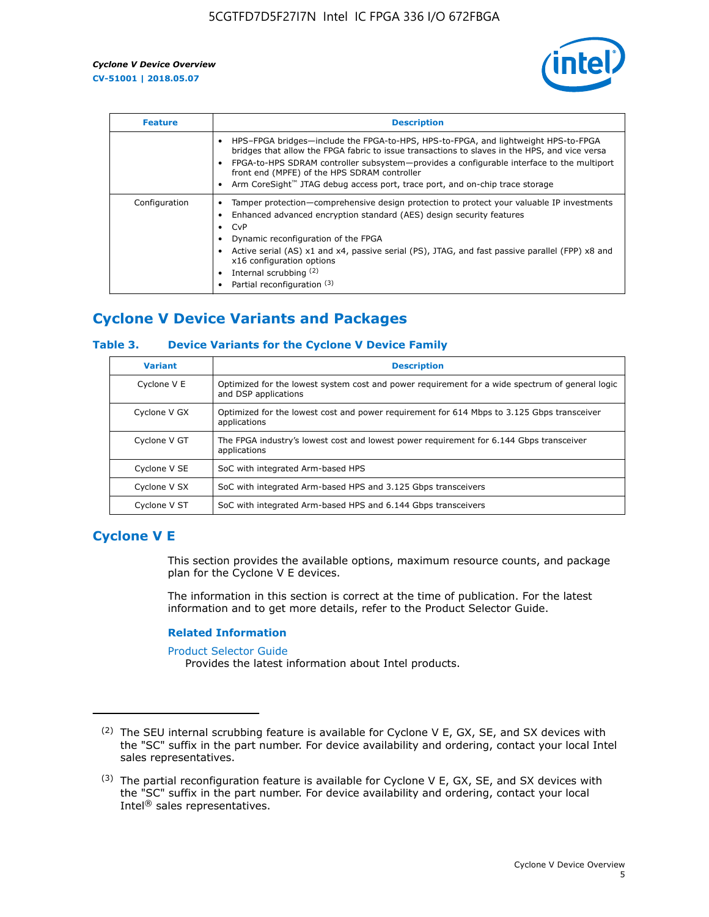| Feature | Description |
| --- | --- |
| | • HPS–FPGA bridges—include the FPGA-to-HPS, HPS-to-FPGA, and lightweight HPS-to-FPGA bridges that allow the FPGA fabric to issue transactions to slaves in the HPS, and vice versa<br>• FPGA-to-HPS SDRAM controller subsystem—provides a configurable interface to the multiport front end (MPFE) of the HPS SDRAM controller<br>• Arm CoreSight™ JTAG debug access port, trace port, and on-chip trace storage |
| Configuration | • Tamper protection—comprehensive design protection to protect your valuable IP investments<br>• Enhanced advanced encryption standard (AES) design security features<br>• CvP<br>• Dynamic reconfiguration of the FPGA<br>• Active serial (AS) x1 and x4, passive serial (PS), JTAG, and fast passive parallel (FPP) x8 and x16 configuration options<br>• Internal scrubbing [2]<br>• Partial reconfiguration [3] |

## Cyclone V Device Variants and Packages

### Table 3. Device Variants for the Cyclone V Device Family

| Variant | Description |
| --- | --- |
| Cyclone V E | Optimized for the lowest system cost and power requirement for a wide spectrum of general logic and DSP applications |
| Cyclone V GX | Optimized for the lowest cost and power requirement for 614 Mbps to 3.125 Gbps transceiver applications |
| Cyclone V GT | The FPGA industry's lowest cost and lowest power requirement for 6.144 Gbps transceiver applications |
| Cyclone V SE | SoC with integrated Arm-based HPS |
| Cyclone V SX | SoC with integrated Arm-based HPS and 3.125 Gbps transceivers |
| Cyclone V ST | SoC with integrated Arm-based HPS and 6.144 Gbps transceivers |

## Cyclone V E

This section provides the available options, maximum resource counts, and package plan for the Cyclone V E devices.

The information in this section is correct at the time of publication. For the latest information and to get more details, refer to the Product Selector Guide.

#### Related Information

Product Selector Guide
Provides the latest information about Intel products.

---

[2] The SEU internal scrubbing feature is available for Cyclone V E, GX, SE, and SX devices with the "SC" suffix in the part number. For device availability and ordering, contact your local Intel sales representatives.

[3] The partial reconfiguration feature is available for Cyclone V E, GX, SE, and SX devices with the "SC" suffix in the part number. For device availability and ordering, contact your local Intel® sales representatives.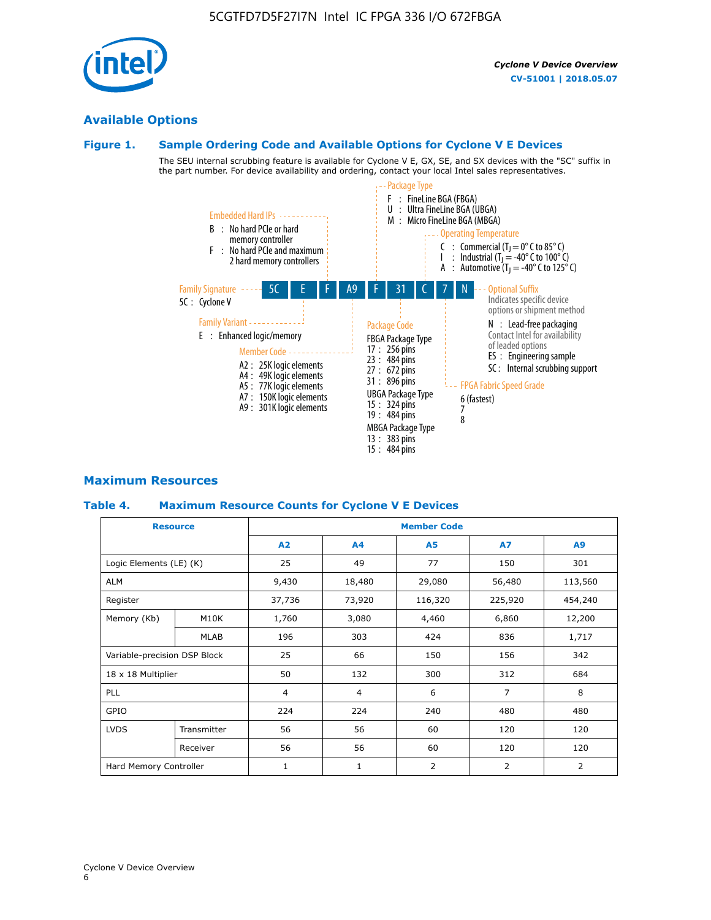## Available Options

### Figure 1. Sample Ordering Code and Available Options for Cyclone V E Devices

The SEU internal scrubbing feature is available for Cyclone V E, GX, SE, and SX devices with the "SC" suffix in the part number. For device availability and ordering, contact your local Intel sales representatives.

**5C E F A9 F 31 C 7 N**

- **Family Signature**
  - 5C : Cyclone V
- **Family Variant**
  - E : Enhanced logic/memory
- **Embedded Hard IPs**
  - B : No hard PCIe or hard memory controller
  - F : No hard PCIe and maximum 2 hard memory controllers
- **Member Code**
  - A2 : 25K logic elements
  - A4 : 49K logic elements
  - A5 : 77K logic elements
  - A7 : 150K logic elements
  - A9 : 301K logic elements
- **Package Type**
  - F : FineLine BGA (FBGA)
  - U : Ultra FineLine BGA (UBGA)
  - M : Micro FineLine BGA (MBGA)
- **Package Code**
  - FBGA Package Type
    - 17 : 256 pins
    - 23 : 484 pins
    - 27 : 672 pins
    - 31 : 896 pins
  - UBGA Package Type
    - 15 : 324 pins
    - 19 : 484 pins
  - MBGA Package Type
    - 13 : 383 pins
    - 15 : 484 pins
- **Operating Temperature**
  - C : Commercial ($T_J$ = 0° C to 85° C)
  - I : Industrial ($T_J$ = -40° C to 100° C)
  - A : Automotive ($T_J$ = -40° C to 125° C)
- **FPGA Fabric Speed Grade**
  - 6 (fastest)
  - 7
  - 8
- **Optional Suffix**
  - Indicates specific device options or shipment method
  - N : Lead-free packaging
  - Contact Intel for availability of leaded options
  - ES : Engineering sample
  - SC : Internal scrubbing support

## Maximum Resources

### Table 4. Maximum Resource Counts for Cyclone V E Devices

| Resource | | Member Code | | | | |
|---|---|---|---|---|---|---|
| | | A2 | A4 | A5 | A7 | A9 |
| Logic Elements (LE) (K) | | 25 | 49 | 77 | 150 | 301 |
| ALM | | 9,430 | 18,480 | 29,080 | 56,480 | 113,560 |
| Register | | 37,736 | 73,920 | 116,320 | 225,920 | 454,240 |
| Memory (Kb) | M10K | 1,760 | 3,080 | 4,460 | 6,860 | 12,200 |
| | MLAB | 196 | 303 | 424 | 836 | 1,717 |
| Variable-precision DSP Block | | 25 | 66 | 150 | 156 | 342 |
| 18 x 18 Multiplier | | 50 | 132 | 300 | 312 | 684 |
| PLL | | 4 | 4 | 6 | 7 | 8 |
| GPIO | | 224 | 224 | 240 | 480 | 480 |
| LVDS | Transmitter | 56 | 56 | 60 | 120 | 120 |
| | Receiver | 56 | 56 | 60 | 120 | 120 |
| Hard Memory Controller | | 1 | 1 | 2 | 2 | 2 |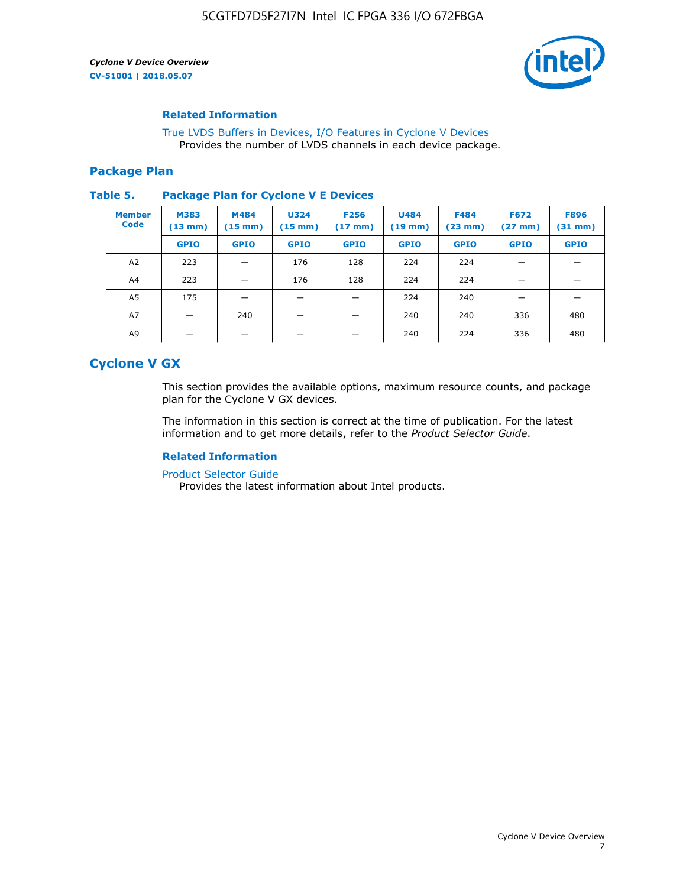## Related Information

True LVDS Buffers in Devices, I/O Features in Cyclone V Devices
Provides the number of LVDS channels in each device package.

## Package Plan

**Table 5. Package Plan for Cyclone V E Devices**

| Member Code | M383 (13 mm) | M484 (15 mm) | U324 (15 mm) | F256 (17 mm) | U484 (19 mm) | F484 (23 mm) | F672 (27 mm) | F896 (31 mm) |
|---|---|---|---|---|---|---|---|---|
| | GPIO | GPIO | GPIO | GPIO | GPIO | GPIO | GPIO | GPIO |
| A2 | 223 | — | 176 | 128 | 224 | 224 | — | — |
| A4 | 223 | — | 176 | 128 | 224 | 224 | — | — |
| A5 | 175 | — | — | — | 224 | 240 | — | — |
| A7 | — | 240 | — | — | 240 | 240 | 336 | 480 |
| A9 | — | — | — | — | 240 | 224 | 336 | 480 |

# Cyclone V GX

This section provides the available options, maximum resource counts, and package plan for the Cyclone V GX devices.

The information in this section is correct at the time of publication. For the latest information and to get more details, refer to the *Product Selector Guide*.

## Related Information

Product Selector Guide
Provides the latest information about Intel products.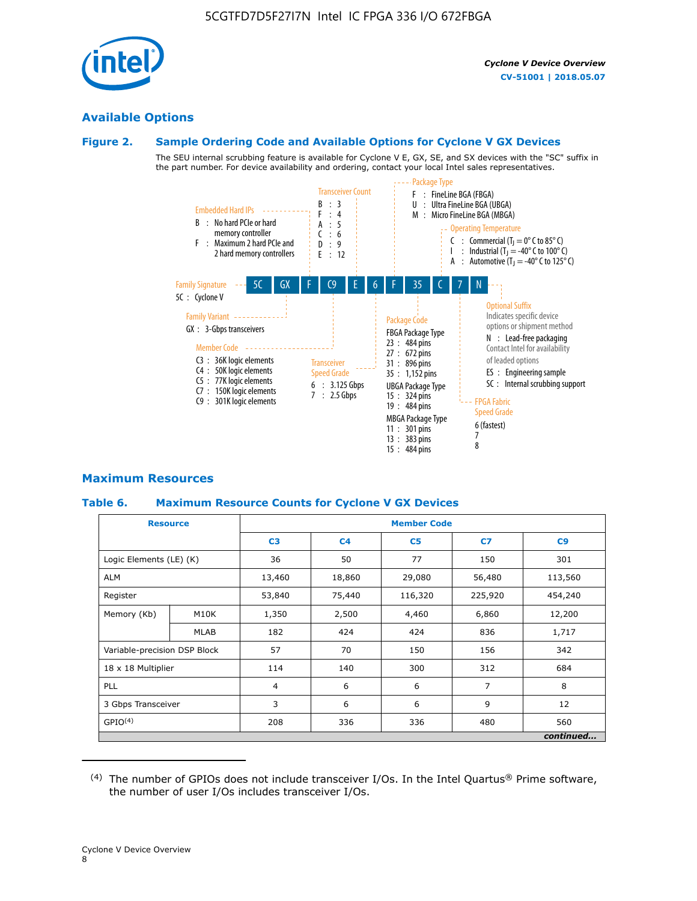## Available Options

### Figure 2. Sample Ordering Code and Available Options for Cyclone V GX Devices

The SEU internal scrubbing feature is available for Cyclone V E, GX, SE, and SX devices with the "SC" suffix in the part number. For device availability and ordering, contact your local Intel sales representatives.

5C | GX | F | C9 | E | 6 | F | 35 | C | 7 | N

**Family Signature**
- 5C : Cyclone V

**Family Variant**
- GX : 3-Gbps transceivers

**Embedded Hard IPs**
- B : No hard PCIe or hard memory controller
- F : Maximum 2 hard PCIe and 2 hard memory controllers

**Member Code**
- C3 : 36K logic elements
- C4 : 50K logic elements
- C5 : 77K logic elements
- C7 : 150K logic elements
- C9 : 301K logic elements

**Transceiver Count**
- B : 3
- F : 4
- A : 5
- C : 6
- D : 9
- E : 12

**Transceiver Speed Grade**
- 6 : 3.125 Gbps
- 7 : 2.5 Gbps

**Package Type**
- F : FineLine BGA (FBGA)
- U : Ultra FineLine BGA (UBGA)
- M : Micro FineLine BGA (MBGA)

**Package Code**

FBGA Package Type
- 23 : 484 pins
- 27 : 672 pins
- 31 : 896 pins
- 35 : 1,152 pins

UBGA Package Type
- 15 : 324 pins
- 19 : 484 pins

MBGA Package Type
- 11 : 301 pins
- 13 : 383 pins
- 15 : 484 pins

**Operating Temperature**
- C : Commercial ($T_J$ = 0° C to 85° C)
- I : Industrial ($T_J$ = -40° C to 100° C)
- A : Automotive ($T_J$ = -40° C to 125° C)

**FPGA Fabric Speed Grade**
- 6 (fastest)
- 7
- 8

**Optional Suffix**

Indicates specific device options or shipment method
- N : Lead-free packaging
  Contact Intel for availability of leaded options
- ES : Engineering sample
- SC : Internal scrubbing support

## Maximum Resources

### Table 6. Maximum Resource Counts for Cyclone V GX Devices

| Resource | | Member Code | | | | |
|---|---|---|---|---|---|---|
| | | C3 | C4 | C5 | C7 | C9 |
| Logic Elements (LE) (K) | | 36 | 50 | 77 | 150 | 301 |
| ALM | | 13,460 | 18,860 | 29,080 | 56,480 | 113,560 |
| Register | | 53,840 | 75,440 | 116,320 | 225,920 | 454,240 |
| Memory (Kb) | M10K | 1,350 | 2,500 | 4,460 | 6,860 | 12,200 |
| | MLAB | 182 | 424 | 424 | 836 | 1,717 |
| Variable-precision DSP Block | | 57 | 70 | 150 | 156 | 342 |
| 18 x 18 Multiplier | | 114 | 140 | 300 | 312 | 684 |
| PLL | | 4 | 6 | 6 | 7 | 8 |
| 3 Gbps Transceiver | | 3 | 6 | 6 | 9 | 12 |
| GPIO[(4)] | | 208 | 336 | 336 | 480 | 560 |

*continued...*

(4) The number of GPIOs does not include transceiver I/Os. In the Intel Quartus® Prime software, the number of user I/Os includes transceiver I/Os.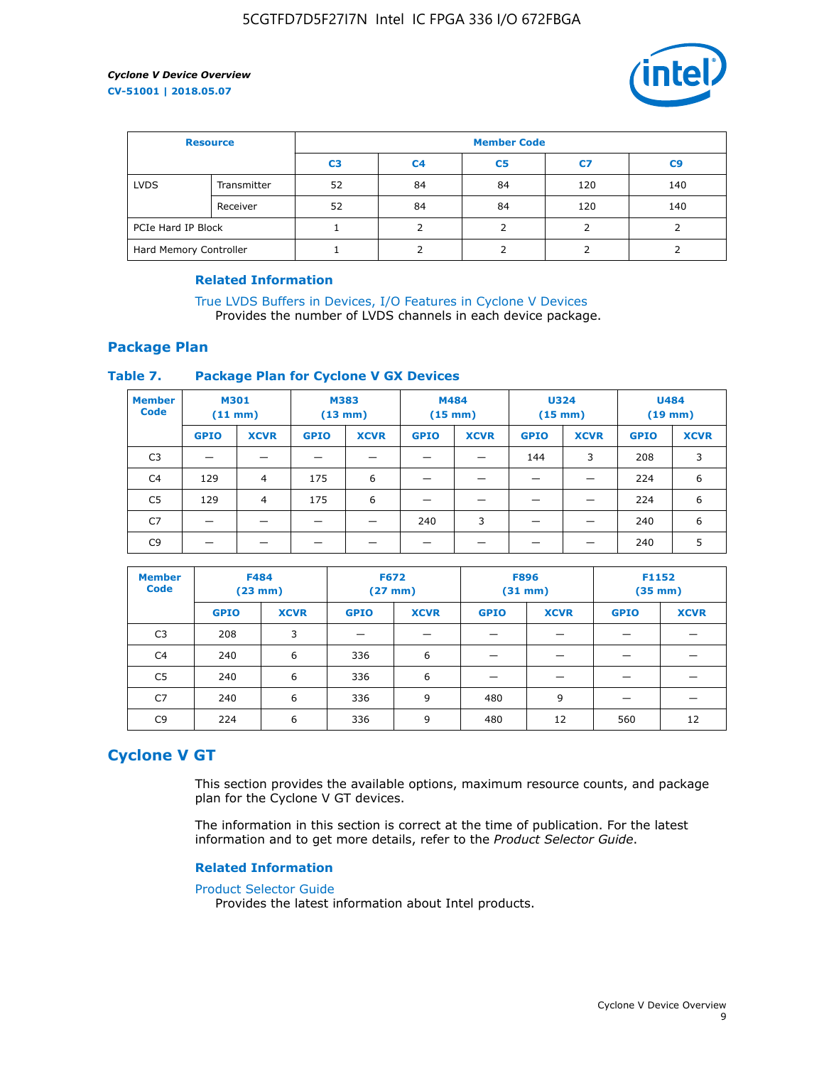| Resource | | Member Code | | | | |
|---|---|---|---|---|---|---|
| | | C3 | C4 | C5 | C7 | C9 |
| LVDS | Transmitter | 52 | 84 | 84 | 120 | 140 |
| | Receiver | 52 | 84 | 84 | 120 | 140 |
| PCIe Hard IP Block | | 1 | 2 | 2 | 2 | 2 |
| Hard Memory Controller | | 1 | 2 | 2 | 2 | 2 |

#### Related Information

True LVDS Buffers in Devices, I/O Features in Cyclone V Devices
Provides the number of LVDS channels in each device package.

## Package Plan

### Table 7. Package Plan for Cyclone V GX Devices

| Member Code | M301 (11 mm) | | M383 (13 mm) | | M484 (15 mm) | | U324 (15 mm) | | U484 (19 mm) | |
|---|---|---|---|---|---|---|---|---|---|---|
| | GPIO | XCVR | GPIO | XCVR | GPIO | XCVR | GPIO | XCVR | GPIO | XCVR |
| C3 | — | — | — | — | — | — | 144 | 3 | 208 | 3 |
| C4 | 129 | 4 | 175 | 6 | — | — | — | — | 224 | 6 |
| C5 | 129 | 4 | 175 | 6 | — | — | — | — | 224 | 6 |
| C7 | — | — | — | — | 240 | 3 | — | — | 240 | 6 |
| C9 | — | — | — | — | — | — | — | — | 240 | 5 |

| Member Code | F484 (23 mm) | | F672 (27 mm) | | F896 (31 mm) | | F1152 (35 mm) | |
|---|---|---|---|---|---|---|---|---|
| | GPIO | XCVR | GPIO | XCVR | GPIO | XCVR | GPIO | XCVR |
| C3 | 208 | 3 | — | — | — | — | — | — |
| C4 | 240 | 6 | 336 | 6 | — | — | — | — |
| C5 | 240 | 6 | 336 | 6 | — | — | — | — |
| C7 | 240 | 6 | 336 | 9 | 480 | 9 | — | — |
| C9 | 224 | 6 | 336 | 9 | 480 | 12 | 560 | 12 |

# Cyclone V GT

This section provides the available options, maximum resource counts, and package plan for the Cyclone V GT devices.

The information in this section is correct at the time of publication. For the latest information and to get more details, refer to the *Product Selector Guide*.

#### Related Information

Product Selector Guide
Provides the latest information about Intel products.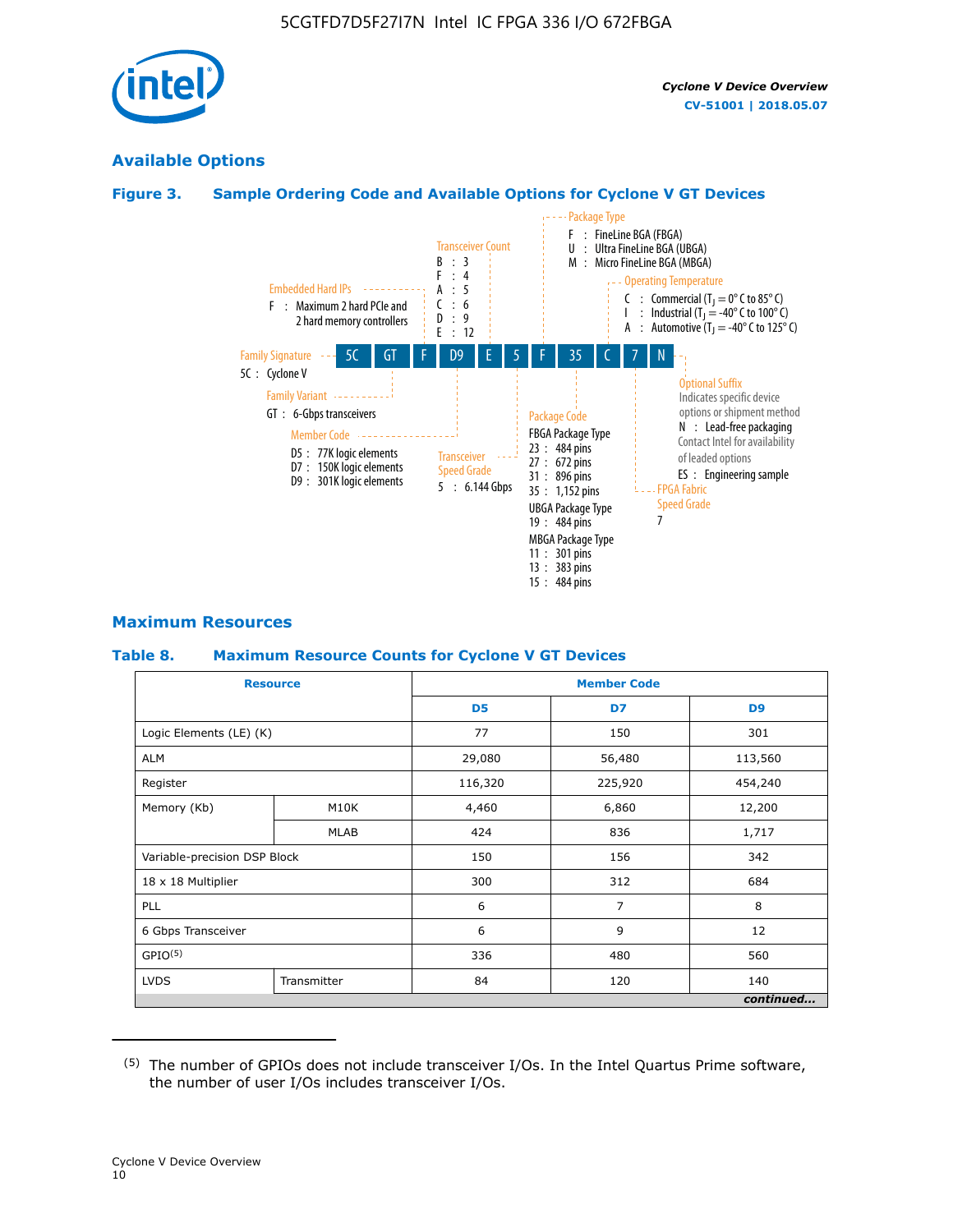## Available Options

### Figure 3. Sample Ordering Code and Available Options for Cyclone V GT Devices

**Ordering code:** 5C GT F D9 E 5 F 35 C 7 N

- **Family Signature**
  - 5C : Cyclone V
- **Family Variant**
  - GT : 6-Gbps transceivers
- **Embedded Hard IPs**
  - F : Maximum 2 hard PCIe and 2 hard memory controllers
- **Member Code**
  - D5 : 77K logic elements
  - D7 : 150K logic elements
  - D9 : 301K logic elements
- **Transceiver Count**
  - B : 3
  - F : 4
  - A : 5
  - C : 6
  - D : 9
  - E : 12
- **Transceiver Speed Grade**
  - 5 : 6.144 Gbps
- **Package Type**
  - F : FineLine BGA (FBGA)
  - U : Ultra FineLine BGA (UBGA)
  - M : Micro FineLine BGA (MBGA)
- **Package Code**
  - FBGA Package Type
    - 23 : 484 pins
    - 27 : 672 pins
    - 31 : 896 pins
    - 35 : 1,152 pins
  - UBGA Package Type
    - 19 : 484 pins
  - MBGA Package Type
    - 11 : 301 pins
    - 13 : 383 pins
    - 15 : 484 pins
- **Operating Temperature**
  - C : Commercial ($T_J$ = 0° C to 85° C)
  - I : Industrial ($T_J$ = -40° C to 100° C)
  - A : Automotive ($T_J$ = -40° C to 125° C)
- **FPGA Fabric Speed Grade**
  - 7
- **Optional Suffix**
  - Indicates specific device options or shipment method
  - N : Lead-free packaging
  - Contact Intel for availability of leaded options
  - ES : Engineering sample

## Maximum Resources

### Table 8. Maximum Resource Counts for Cyclone V GT Devices

| Resource | | D5 | D7 | D9 |
|---|---|---|---|---|
| Logic Elements (LE) (K) | | 77 | 150 | 301 |
| ALM | | 29,080 | 56,480 | 113,560 |
| Register | | 116,320 | 225,920 | 454,240 |
| Memory (Kb) | M10K | 4,460 | 6,860 | 12,200 |
| | MLAB | 424 | 836 | 1,717 |
| Variable-precision DSP Block | | 150 | 156 | 342 |
| 18 x 18 Multiplier | | 300 | 312 | 684 |
| PLL | | 6 | 7 | 8 |
| 6 Gbps Transceiver | | 6 | 9 | 12 |
| GPIO[5] | | 336 | 480 | 560 |
| LVDS | Transmitter | 84 | 120 | 140 |

*continued...*

(5) The number of GPIOs does not include transceiver I/Os. In the Intel Quartus Prime software, the number of user I/Os includes transceiver I/Os.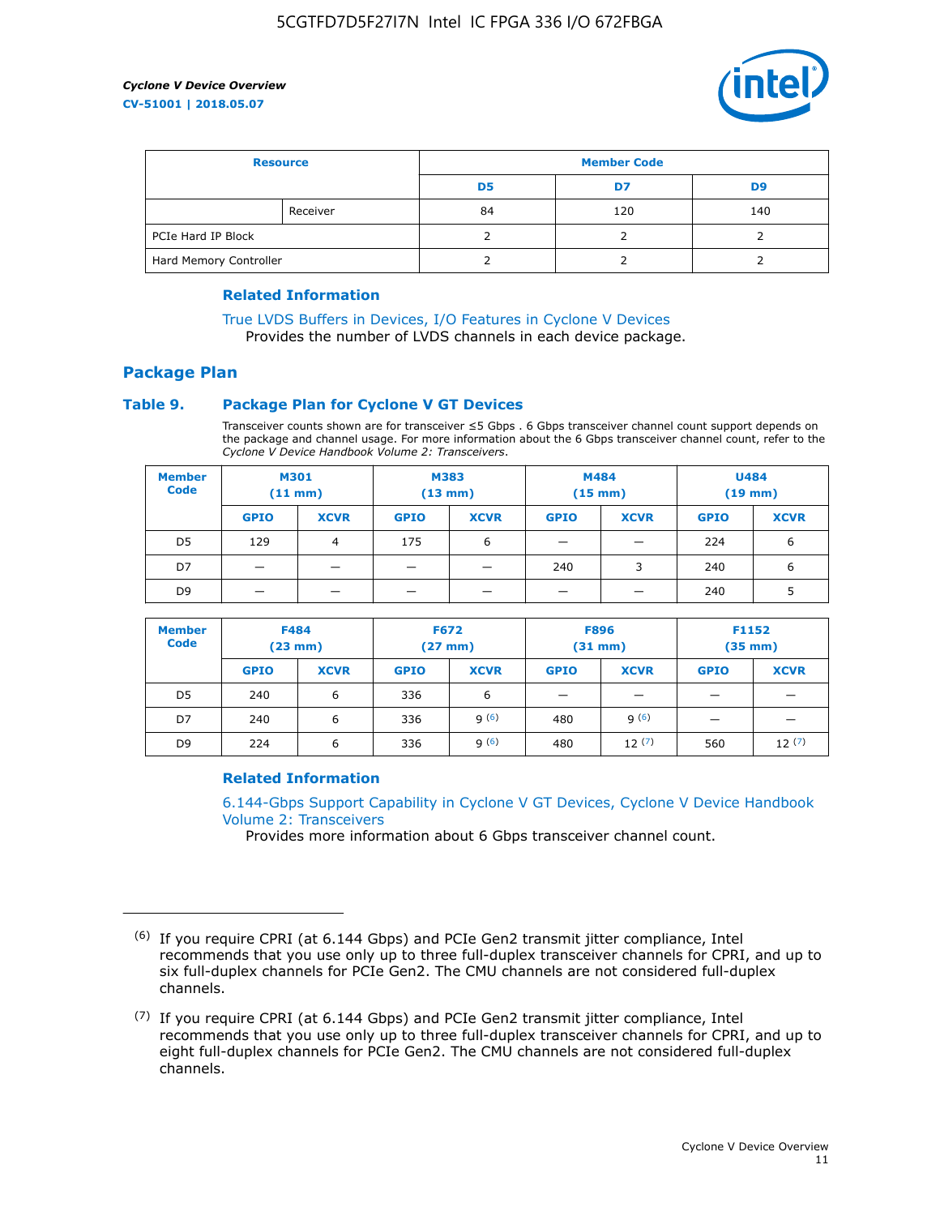| Resource | | Member Code | | |
|---|---|---|---|---|
| | | D5 | D7 | D9 |
| | Receiver | 84 | 120 | 140 |
| PCIe Hard IP Block | | 2 | 2 | 2 |
| Hard Memory Controller | | 2 | 2 | 2 |

### Related Information

True LVDS Buffers in Devices, I/O Features in Cyclone V Devices
Provides the number of LVDS channels in each device package.

## Package Plan

### Table 9. Package Plan for Cyclone V GT Devices

Transceiver counts shown are for transceiver ≤5 Gbps . 6 Gbps transceiver channel count support depends on the package and channel usage. For more information about the 6 Gbps transceiver channel count, refer to the *Cyclone V Device Handbook Volume 2: Transceivers*.

| Member Code | M301 (11 mm) | | M383 (13 mm) | | M484 (15 mm) | | U484 (19 mm) | |
|---|---|---|---|---|---|---|---|---|
| | GPIO | XCVR | GPIO | XCVR | GPIO | XCVR | GPIO | XCVR |
| D5 | 129 | 4 | 175 | 6 | — | — | 224 | 6 |
| D7 | — | — | — | — | 240 | 3 | 240 | 6 |
| D9 | — | — | — | — | — | — | 240 | 5 |

| Member Code | F484 (23 mm) | | F672 (27 mm) | | F896 (31 mm) | | F1152 (35 mm) | |
|---|---|---|---|---|---|---|---|---|
| | GPIO | XCVR | GPIO | XCVR | GPIO | XCVR | GPIO | XCVR |
| D5 | 240 | 6 | 336 | 6 | — | — | — | — |
| D7 | 240 | 6 | 336 | 9 (6) | 480 | 9 (6) | — | — |
| D9 | 224 | 6 | 336 | 9 (6) | 480 | 12 (7) | 560 | 12 (7) |

### Related Information

6.144-Gbps Support Capability in Cyclone V GT Devices, Cyclone V Device Handbook Volume 2: Transceivers
Provides more information about 6 Gbps transceiver channel count.

---

(6) If you require CPRI (at 6.144 Gbps) and PCIe Gen2 transmit jitter compliance, Intel recommends that you use only up to three full-duplex transceiver channels for CPRI, and up to six full-duplex channels for PCIe Gen2. The CMU channels are not considered full-duplex channels.

(7) If you require CPRI (at 6.144 Gbps) and PCIe Gen2 transmit jitter compliance, Intel recommends that you use only up to three full-duplex transceiver channels for CPRI, and up to eight full-duplex channels for PCIe Gen2. The CMU channels are not considered full-duplex channels.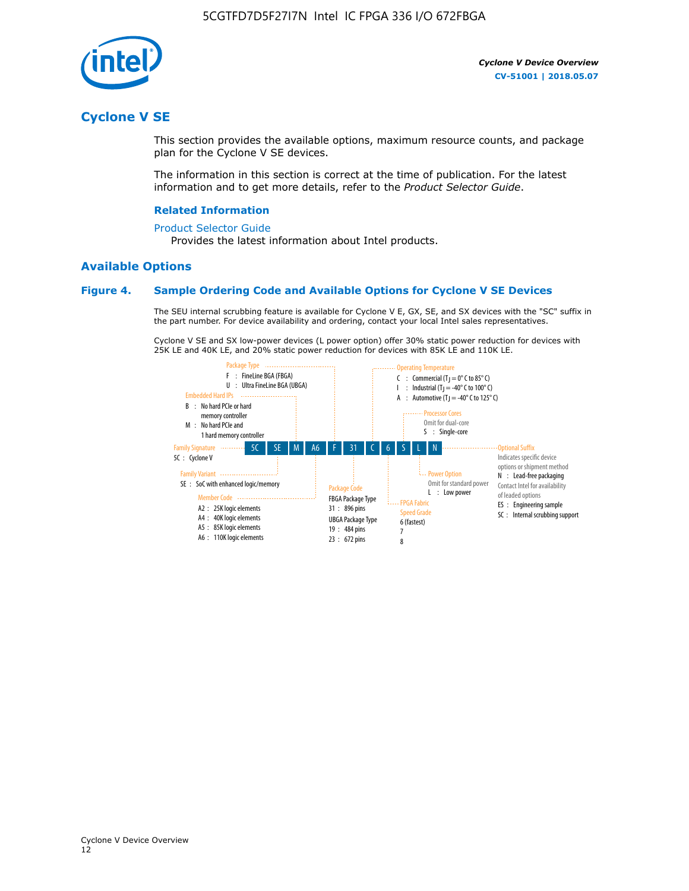## Cyclone V SE

This section provides the available options, maximum resource counts, and package plan for the Cyclone V SE devices.

The information in this section is correct at the time of publication. For the latest information and to get more details, refer to the *Product Selector Guide*.

### Related Information

Product Selector Guide
Provides the latest information about Intel products.

## Available Options

### Figure 4. Sample Ordering Code and Available Options for Cyclone V SE Devices

The SEU internal scrubbing feature is available for Cyclone V E, GX, SE, and SX devices with the "SC" suffix in the part number. For device availability and ordering, contact your local Intel sales representatives.

Cyclone V SE and SX low-power devices (L power option) offer 30% static power reduction for devices with 25K LE and 40K LE, and 20% static power reduction for devices with 85K LE and 110K LE.

5C SE M A6 F 31 C 6 S L N

- **Family Signature**
  - 5C : Cyclone V
- **Family Variant**
  - SE : SoC with enhanced logic/memory
- **Embedded Hard IPs**
  - B : No hard PCIe or hard memory controller
  - M : No hard PCIe and 1 hard memory controller
- **Member Code**
  - A2 : 25K logic elements
  - A4 : 40K logic elements
  - A5 : 85K logic elements
  - A6 : 110K logic elements
- **Package Type**
  - F : FineLine BGA (FBGA)
  - U : Ultra FineLine BGA (UBGA)
- **Package Code**
  - FBGA Package Type
    - 31 : 896 pins
  - UBGA Package Type
    - 19 : 484 pins
    - 23 : 672 pins
- **Operating Temperature**
  - C : Commercial ($T_J$ = 0° C to 85° C)
  - I : Industrial ($T_J$ = -40° C to 100° C)
  - A : Automotive ($T_J$ = -40° C to 125° C)
- **FPGA Fabric Speed Grade**
  - 6 (fastest)
  - 7
  - 8
- **Processor Cores**
  - Omit for dual-core
  - S : Single-core
- **Power Option**
  - Omit for standard power
  - L : Low power
- **Optional Suffix**
  - Indicates specific device options or shipment method
  - N : Lead-free packaging
  - Contact Intel for availability of leaded options
  - ES : Engineering sample
  - SC : Internal scrubbing support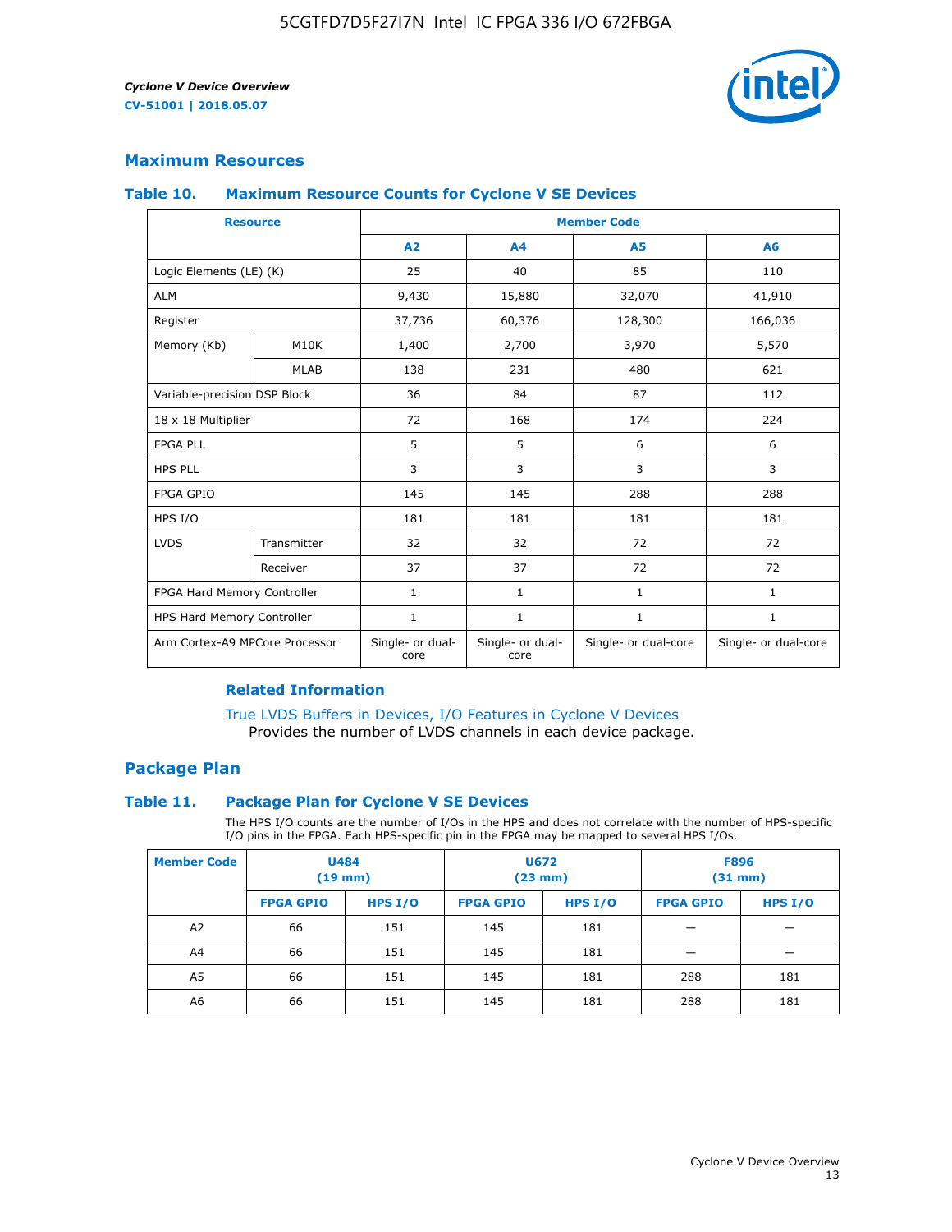## Maximum Resources

### Table 10. Maximum Resource Counts for Cyclone V SE Devices

| Resource | | Member Code | | | |
|---|---|---|---|---|---|
| | | A2 | A4 | A5 | A6 |
| Logic Elements (LE) (K) | | 25 | 40 | 85 | 110 |
| ALM | | 9,430 | 15,880 | 32,070 | 41,910 |
| Register | | 37,736 | 60,376 | 128,300 | 166,036 |
| Memory (Kb) | M10K | 1,400 | 2,700 | 3,970 | 5,570 |
| | MLAB | 138 | 231 | 480 | 621 |
| Variable-precision DSP Block | | 36 | 84 | 87 | 112 |
| 18 x 18 Multiplier | | 72 | 168 | 174 | 224 |
| FPGA PLL | | 5 | 5 | 6 | 6 |
| HPS PLL | | 3 | 3 | 3 | 3 |
| FPGA GPIO | | 145 | 145 | 288 | 288 |
| HPS I/O | | 181 | 181 | 181 | 181 |
| LVDS | Transmitter | 32 | 32 | 72 | 72 |
| | Receiver | 37 | 37 | 72 | 72 |
| FPGA Hard Memory Controller | | 1 | 1 | 1 | 1 |
| HPS Hard Memory Controller | | 1 | 1 | 1 | 1 |
| Arm Cortex-A9 MPCore Processor | | Single- or dual-core | Single- or dual-core | Single- or dual-core | Single- or dual-core |

#### Related Information

True LVDS Buffers in Devices, I/O Features in Cyclone V Devices
Provides the number of LVDS channels in each device package.

## Package Plan

### Table 11. Package Plan for Cyclone V SE Devices

The HPS I/O counts are the number of I/Os in the HPS and does not correlate with the number of HPS-specific I/O pins in the FPGA. Each HPS-specific pin in the FPGA may be mapped to several HPS I/Os.

| Member Code | U484 (19 mm) | | U672 (23 mm) | | F896 (31 mm) | |
|---|---|---|---|---|---|---|
| | FPGA GPIO | HPS I/O | FPGA GPIO | HPS I/O | FPGA GPIO | HPS I/O |
| A2 | 66 | 151 | 145 | 181 | — | — |
| A4 | 66 | 151 | 145 | 181 | — | — |
| A5 | 66 | 151 | 145 | 181 | 288 | 181 |
| A6 | 66 | 151 | 145 | 181 | 288 | 181 |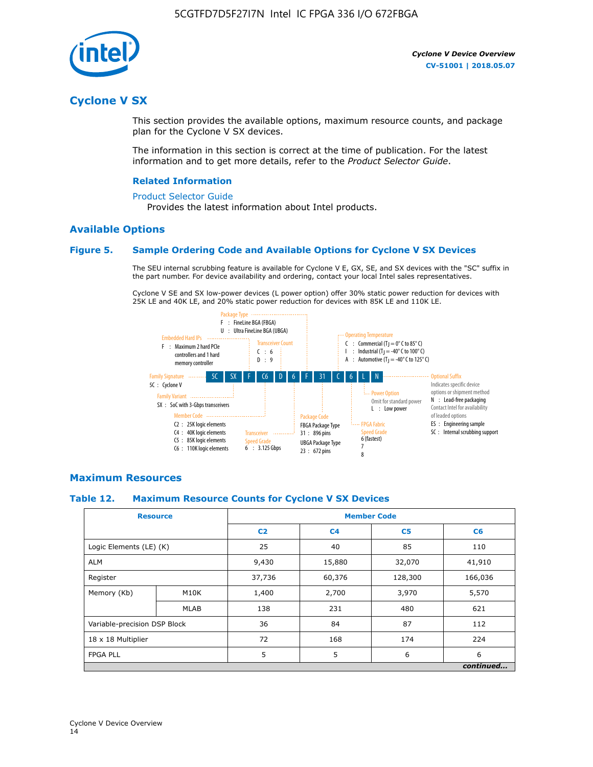## Cyclone V SX

This section provides the available options, maximum resource counts, and package plan for the Cyclone V SX devices.

The information in this section is correct at the time of publication. For the latest information and to get more details, refer to the *Product Selector Guide*.

### Related Information

Product Selector Guide
Provides the latest information about Intel products.

### Available Options

#### Figure 5. Sample Ordering Code and Available Options for Cyclone V SX Devices

The SEU internal scrubbing feature is available for Cyclone V E, GX, SE, and SX devices with the "SC" suffix in the part number. For device availability and ordering, contact your local Intel sales representatives.

Cyclone V SE and SX low-power devices (L power option) offer 30% static power reduction for devices with 25K LE and 40K LE, and 20% static power reduction for devices with 85K LE and 110K LE.

5C SX F C6 D 6 F 31 C 6 L N

- Family Signature
  - 5C : Cyclone V
- Family Variant
  - SX : SoC with 3-Gbps transceivers
- Embedded Hard IPs
  - F : Maximum 2 hard PCIe controllers and 1 hard memory controller
- Member Code
  - C2 : 25K logic elements
  - C4 : 40K logic elements
  - C5 : 85K logic elements
  - C6 : 110K logic elements
- Transceiver Count
  - C : 6
  - D : 9
- Transceiver Speed Grade
  - 6 : 3.125 Gbps
- Package Type
  - F : FineLine BGA (FBGA)
  - U : Ultra FineLine BGA (UBGA)
- Package Code
  - FBGA Package Type
    - 31 : 896 pins
  - UBGA Package Type
    - 23 : 672 pins
- Operating Temperature
  - C : Commercial ($T_J$ = 0° C to 85° C)
  - I : Industrial ($T_J$ = -40° C to 100° C)
  - A : Automotive ($T_J$ = -40° C to 125° C)
- FPGA Fabric Speed Grade
  - 6 (fastest)
  - 7
  - 8
- Power Option
  - Omit for standard power
  - L : Low power
- Optional Suffix
  - Indicates specific device options or shipment method
  - N : Lead-free packaging. Contact Intel for availability of leaded options
  - ES : Engineering sample
  - SC : Internal scrubbing support

### Maximum Resources

#### Table 12. Maximum Resource Counts for Cyclone V SX Devices

| Resource | | Member Code | | | |
|---|---|---|---|---|---|
| | | C2 | C4 | C5 | C6 |
| Logic Elements (LE) (K) | | 25 | 40 | 85 | 110 |
| ALM | | 9,430 | 15,880 | 32,070 | 41,910 |
| Register | | 37,736 | 60,376 | 128,300 | 166,036 |
| Memory (Kb) | M10K | 1,400 | 2,700 | 3,970 | 5,570 |
| | MLAB | 138 | 231 | 480 | 621 |
| Variable-precision DSP Block | | 36 | 84 | 87 | 112 |
| 18 x 18 Multiplier | | 72 | 168 | 174 | 224 |
| FPGA PLL | | 5 | 5 | 6 | 6 |

*continued...*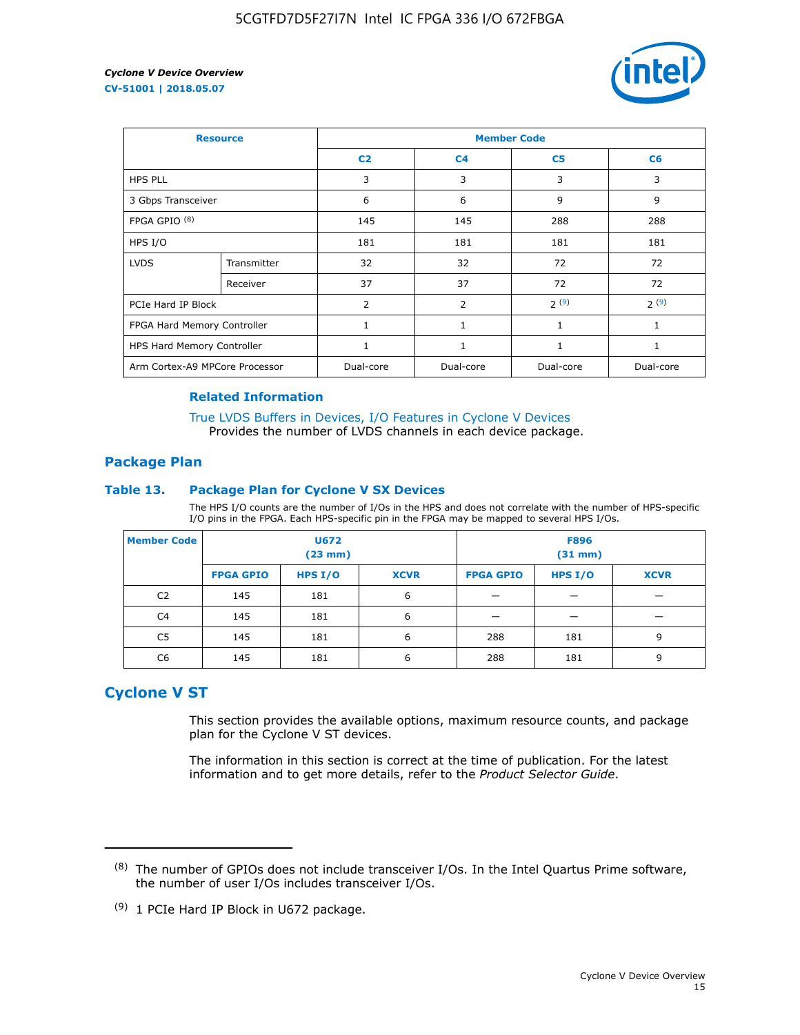| Resource | | Member Code | | | |
|---|---|---|---|---|---|
| | | C2 | C4 | C5 | C6 |
| HPS PLL | | 3 | 3 | 3 | 3 |
| 3 Gbps Transceiver | | 6 | 6 | 9 | 9 |
| FPGA GPIO [(8)] | | 145 | 145 | 288 | 288 |
| HPS I/O | | 181 | 181 | 181 | 181 |
| LVDS | Transmitter | 32 | 32 | 72 | 72 |
| | Receiver | 37 | 37 | 72 | 72 |
| PCIe Hard IP Block | | 2 | 2 | 2 [(9)] | 2 [(9)] |
| FPGA Hard Memory Controller | | 1 | 1 | 1 | 1 |
| HPS Hard Memory Controller | | 1 | 1 | 1 | 1 |
| Arm Cortex-A9 MPCore Processor | | Dual-core | Dual-core | Dual-core | Dual-core |

#### Related Information

True LVDS Buffers in Devices, I/O Features in Cyclone V Devices
Provides the number of LVDS channels in each device package.

### Package Plan

#### Table 13. Package Plan for Cyclone V SX Devices

The HPS I/O counts are the number of I/Os in the HPS and does not correlate with the number of HPS-specific I/O pins in the FPGA. Each HPS-specific pin in the FPGA may be mapped to several HPS I/Os.

| Member Code | U672 (23 mm) | | | F896 (31 mm) | | |
|---|---|---|---|---|---|---|
| | FPGA GPIO | HPS I/O | XCVR | FPGA GPIO | HPS I/O | XCVR |
| C2 | 145 | 181 | 6 | — | — | — |
| C4 | 145 | 181 | 6 | — | — | — |
| C5 | 145 | 181 | 6 | 288 | 181 | 9 |
| C6 | 145 | 181 | 6 | 288 | 181 | 9 |

## Cyclone V ST

This section provides the available options, maximum resource counts, and package plan for the Cyclone V ST devices.

The information in this section is correct at the time of publication. For the latest information and to get more details, refer to the *Product Selector Guide*.

(8) The number of GPIOs does not include transceiver I/Os. In the Intel Quartus Prime software, the number of user I/Os includes transceiver I/Os.

(9) 1 PCIe Hard IP Block in U672 package.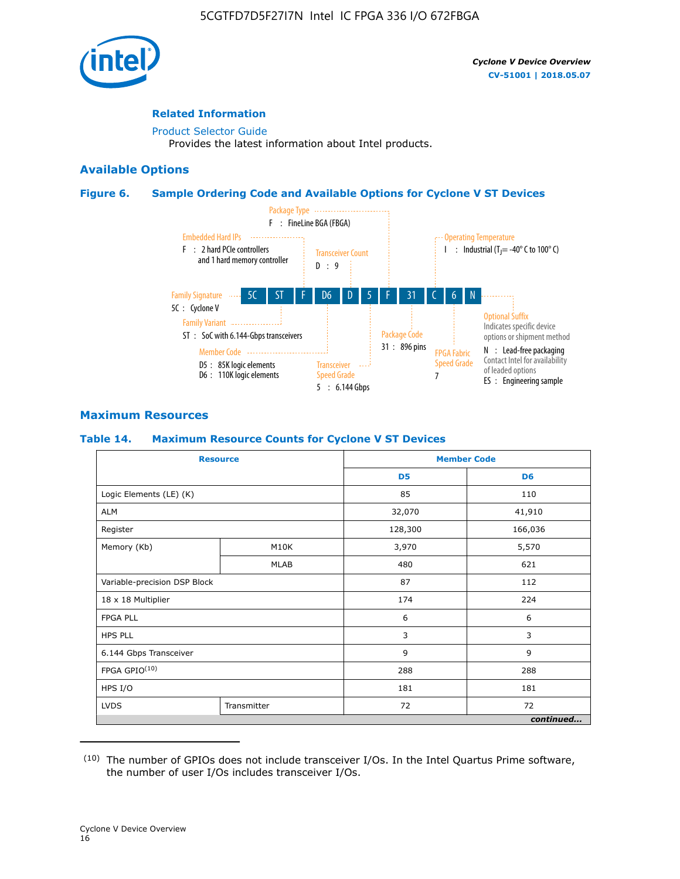## Related Information

Product Selector Guide

Provides the latest information about Intel products.

## Available Options

### Figure 6. Sample Ordering Code and Available Options for Cyclone V ST Devices

5C ST F D6 D 5 F 31 C 6 N

- Family Signature
  - 5C : Cyclone V
- Family Variant
  - ST : SoC with 6.144-Gbps transceivers
- Embedded Hard IPs
  - F : 2 hard PCIe controllers and 1 hard memory controller
- Member Code
  - D5 : 85K logic elements
  - D6 : 110K logic elements
- Transceiver Count
  - D : 9
- Transceiver Speed Grade
  - 5 : 6.144 Gbps
- Package Type
  - F : FineLine BGA (FBGA)
- Package Code
  - 31 : 896 pins
- Operating Temperature
  - I : Industrial ($T_J$ = -40° C to 100° C)
- FPGA Fabric Speed Grade
  - 7
- Optional Suffix
  - Indicates specific device options or shipment method
  - N : Lead-free packaging. Contact Intel for availability of leaded options
  - ES : Engineering sample

## Maximum Resources

### Table 14. Maximum Resource Counts for Cyclone V ST Devices

| Resource | | Member Code | |
|---|---|---|---|
| | | D5 | D6 |
| Logic Elements (LE) (K) | | 85 | 110 |
| ALM | | 32,070 | 41,910 |
| Register | | 128,300 | 166,036 |
| Memory (Kb) | M10K | 3,970 | 5,570 |
| | MLAB | 480 | 621 |
| Variable-precision DSP Block | | 87 | 112 |
| 18 x 18 Multiplier | | 174 | 224 |
| FPGA PLL | | 6 | 6 |
| HPS PLL | | 3 | 3 |
| 6.144 Gbps Transceiver | | 9 | 9 |
| FPGA GPIO[10] | | 288 | 288 |
| HPS I/O | | 181 | 181 |
| LVDS | Transmitter | 72 | 72 |

*continued...*

(10) The number of GPIOs does not include transceiver I/Os. In the Intel Quartus Prime software, the number of user I/Os includes transceiver I/Os.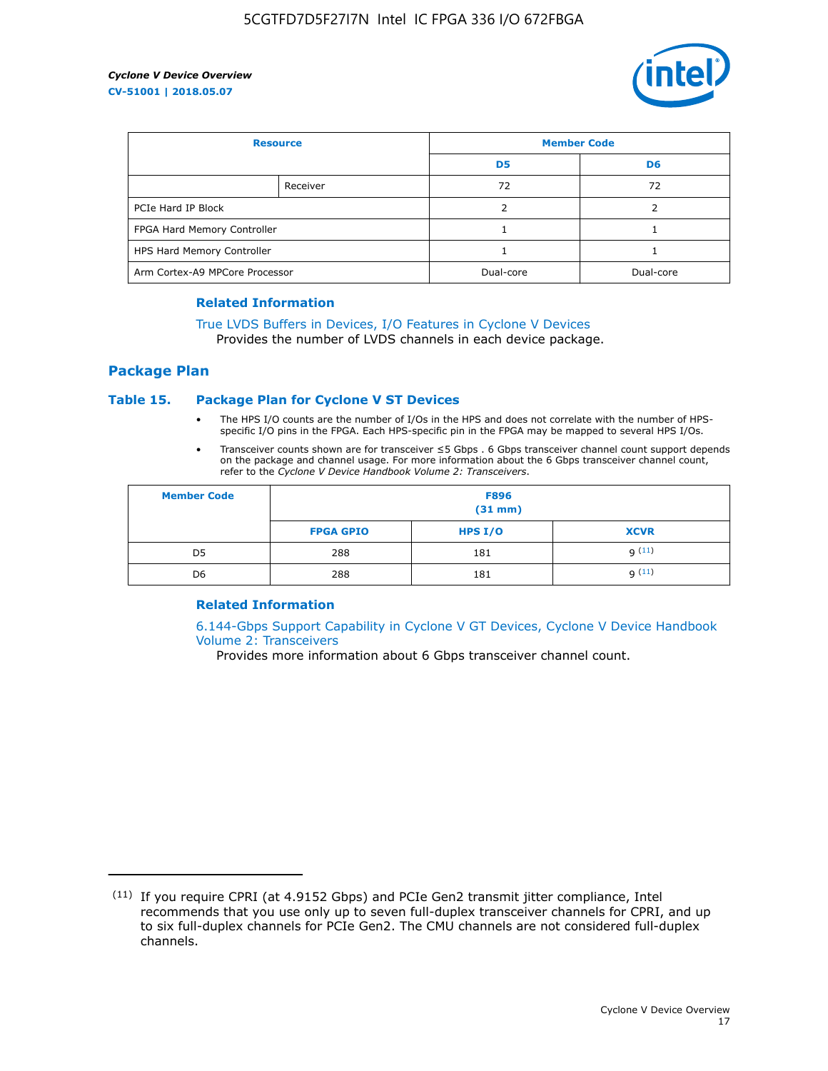| Resource | | Member Code | |
|---|---|---|---|
| | | D5 | D6 |
| | Receiver | 72 | 72 |
| PCIe Hard IP Block | | 2 | 2 |
| FPGA Hard Memory Controller | | 1 | 1 |
| HPS Hard Memory Controller | | 1 | 1 |
| Arm Cortex-A9 MPCore Processor | | Dual-core | Dual-core |

### Related Information

True LVDS Buffers in Devices, I/O Features in Cyclone V Devices
Provides the number of LVDS channels in each device package.

## Package Plan

### Table 15. Package Plan for Cyclone V ST Devices

- The HPS I/O counts are the number of I/Os in the HPS and does not correlate with the number of HPS-specific I/O pins in the FPGA. Each HPS-specific pin in the FPGA may be mapped to several HPS I/Os.
- Transceiver counts shown are for transceiver ≤5 Gbps . 6 Gbps transceiver channel count support depends on the package and channel usage. For more information about the 6 Gbps transceiver channel count, refer to the *Cyclone V Device Handbook Volume 2: Transceivers*.

| Member Code | F896 (31 mm) | | |
|---|---|---|---|
| | FPGA GPIO | HPS I/O | XCVR |
| D5 | 288 | 181 | 9 [11] |
| D6 | 288 | 181 | 9 [11] |

### Related Information

6.144-Gbps Support Capability in Cyclone V GT Devices, Cyclone V Device Handbook Volume 2: Transceivers
Provides more information about 6 Gbps transceiver channel count.

---

(11) If you require CPRI (at 4.9152 Gbps) and PCIe Gen2 transmit jitter compliance, Intel recommends that you use only up to seven full-duplex transceiver channels for CPRI, and up to six full-duplex channels for PCIe Gen2. The CMU channels are not considered full-duplex channels.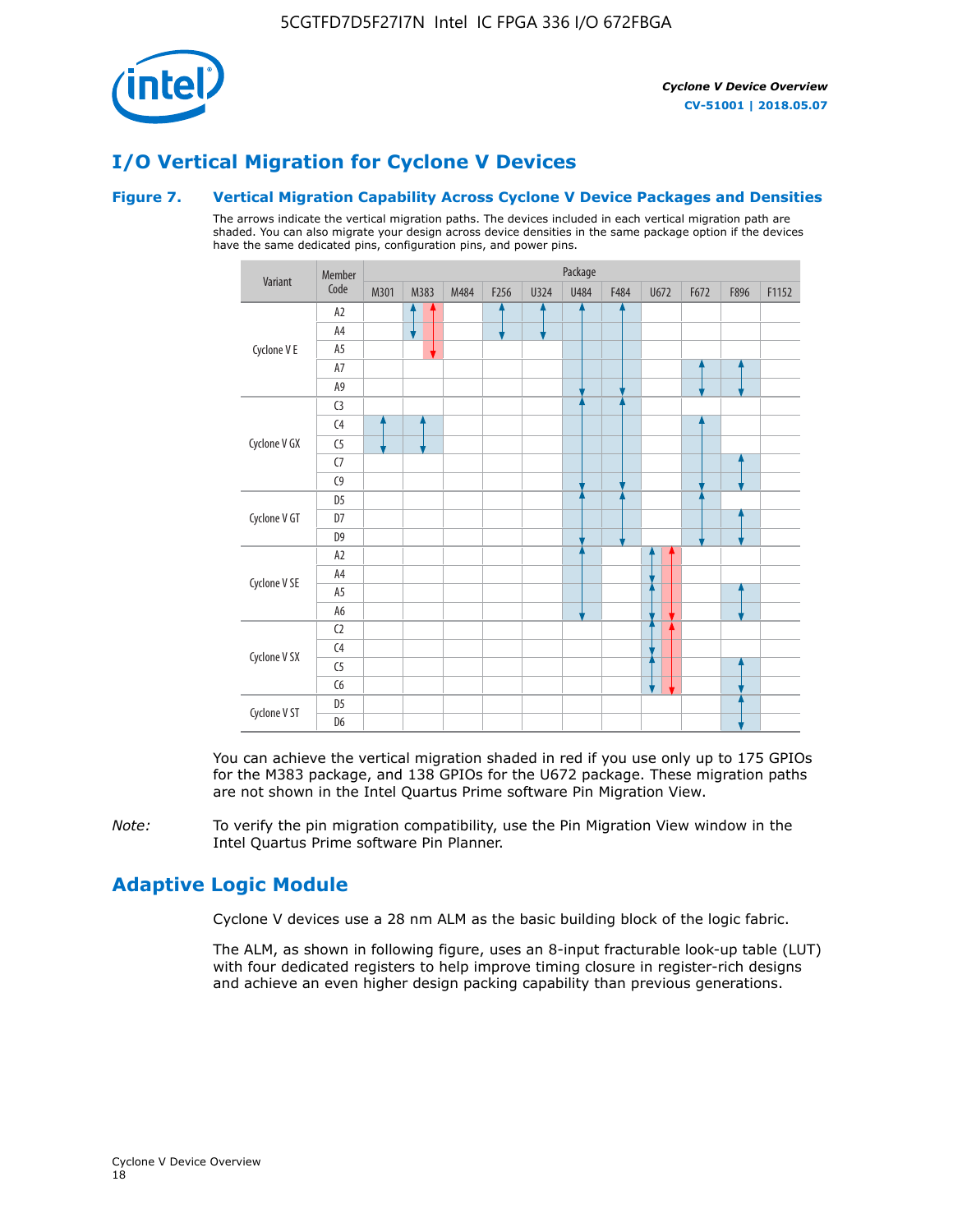# I/O Vertical Migration for Cyclone V Devices

### Figure 7. Vertical Migration Capability Across Cyclone V Device Packages and Densities

The arrows indicate the vertical migration paths. The devices included in each vertical migration path are shaded. You can also migrate your design across device densities in the same package option if the devices have the same dedicated pins, configuration pins, and power pins.

| Variant | Member Code | M301 | M383 | M484 | F256 | U324 | U484 | F484 | U672 | F672 | F896 | F1152 |
|---|---|---|---|---|---|---|---|---|---|---|---|---|
| Cyclone V E | A2 | | | | | | | | | | | |
| | A4 | | | | | | | | | | | |
| | A5 | | | | | | | | | | | |
| | A7 | | | | | | | | | | | |
| | A9 | | | | | | | | | | | |
| Cyclone V GX | C3 | | | | | | | | | | | |
| | C4 | | | | | | | | | | | |
| | C5 | | | | | | | | | | | |
| | C7 | | | | | | | | | | | |
| | C9 | | | | | | | | | | | |
| Cyclone V GT | D5 | | | | | | | | | | | |
| | D7 | | | | | | | | | | | |
| | D9 | | | | | | | | | | | |
| Cyclone V SE | A2 | | | | | | | | | | | |
| | A4 | | | | | | | | | | | |
| | A5 | | | | | | | | | | | |
| | A6 | | | | | | | | | | | |
| Cyclone V SX | C2 | | | | | | | | | | | |
| | C4 | | | | | | | | | | | |
| | C5 | | | | | | | | | | | |
| | C6 | | | | | | | | | | | |
| Cyclone V ST | D5 | | | | | | | | | | | |
| | D6 | | | | | | | | | | | |

You can achieve the vertical migration shaded in red if you use only up to 175 GPIOs for the M383 package, and 138 GPIOs for the U672 package. These migration paths are not shown in the Intel Quartus Prime software Pin Migration View.

*Note:* To verify the pin migration compatibility, use the Pin Migration View window in the Intel Quartus Prime software Pin Planner.

# Adaptive Logic Module

Cyclone V devices use a 28 nm ALM as the basic building block of the logic fabric.

The ALM, as shown in following figure, uses an 8-input fracturable look-up table (LUT) with four dedicated registers to help improve timing closure in register-rich designs and achieve an even higher design packing capability than previous generations.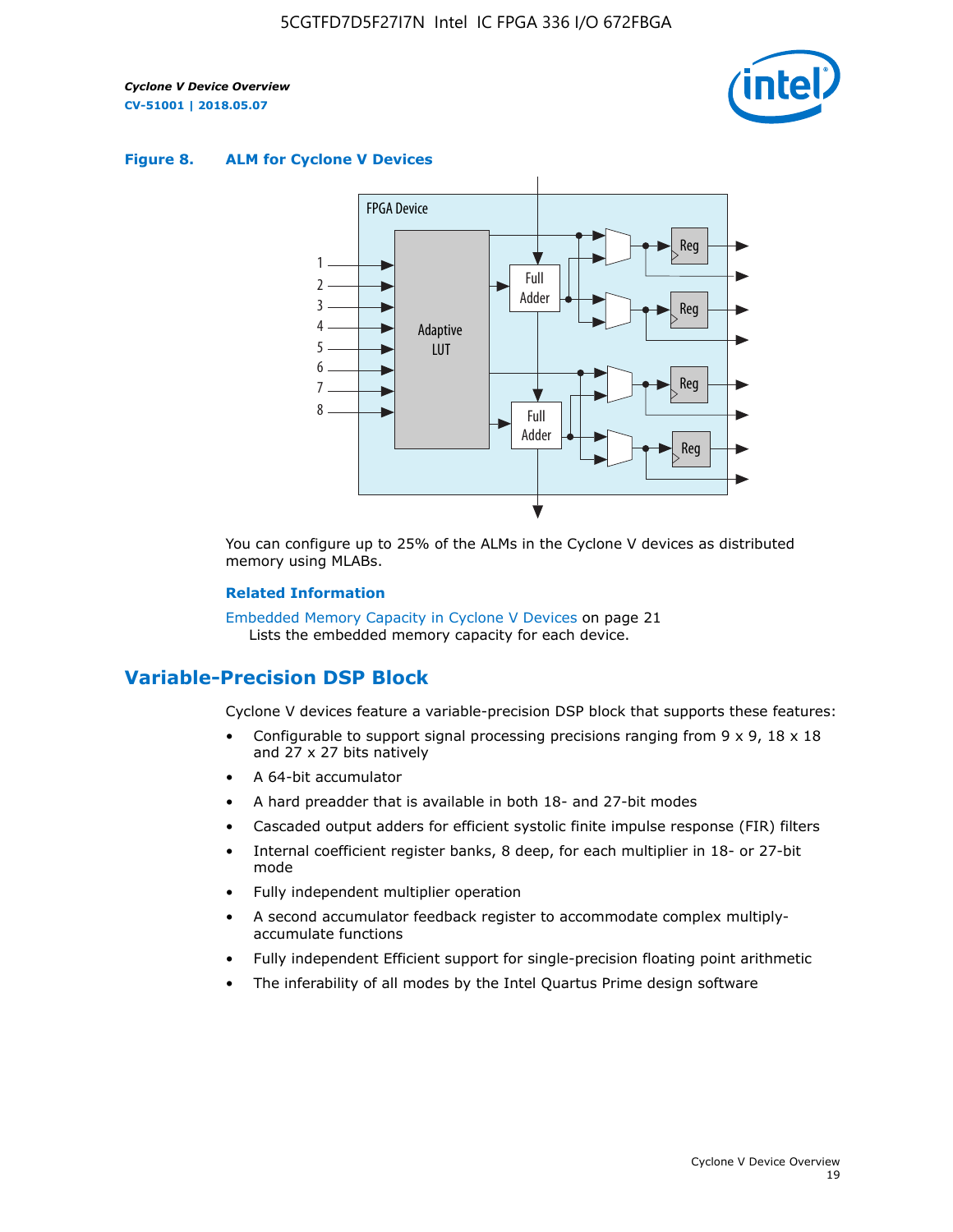**Figure 8. ALM for Cycline V Devices**

You can configure up to 25% of the ALMs in the Cyclone V devices as distributed memory using MLABs.

**Related Information**

Embedded Memory Capacity in Cyclone V Devices on page 21
Lists the embedded memory capacity for each device.

## Variable-Precision DSP Block

Cyclone V devices feature a variable-precision DSP block that supports these features:

- Configurable to support signal processing precisions ranging from 9 x 9, 18 x 18 and 27 x 27 bits natively
- A 64-bit accumulator
- A hard preadder that is available in both 18- and 27-bit modes
- Cascaded output adders for efficient systolic finite impulse response (FIR) filters
- Internal coefficient register banks, 8 deep, for each multiplier in 18- or 27-bit mode
- Fully independent multiplier operation
- A second accumulator feedback register to accommodate complex multiply-accumulate functions
- Fully independent Efficient support for single-precision floating point arithmetic
- The inferability of all modes by the Intel Quartus Prime design software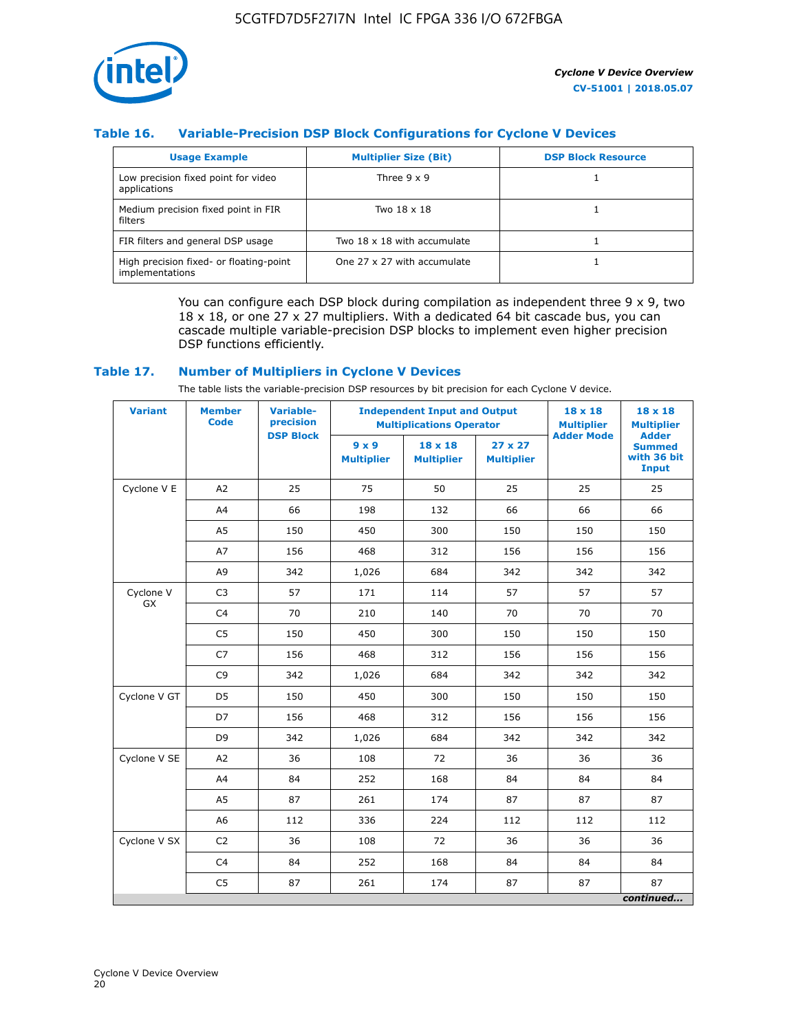### Table 16. Variable-Precision DSP Block Configurations for Cyclone V Devices

| Usage Example | Multiplier Size (Bit) | DSP Block Resource |
|---|---|---|
| Low precision fixed point for video applications | Three 9 x 9 | 1 |
| Medium precision fixed point in FIR filters | Two 18 x 18 | 1 |
| FIR filters and general DSP usage | Two 18 x 18 with accumulate | 1 |
| High precision fixed- or floating-point implementations | One 27 x 27 with accumulate | 1 |

You can configure each DSP block during compilation as independent three 9 x 9, two 18 x 18, or one 27 x 27 multipliers. With a dedicated 64 bit cascade bus, you can cascade multiple variable-precision DSP blocks to implement even higher precision DSP functions efficiently.

### Table 17. Number of Multipliers in Cyclone V Devices

The table lists the variable-precision DSP resources by bit precision for each Cyclone V device.

| Variant | Member Code | Variable-precision DSP Block | Independent Input and Output Multiplications Operator | | | 18 x 18 Multiplier Adder Mode | 18 x 18 Multiplier Adder Summed with 36 bit Input |
|---|---|---|---|---|---|---|---|
| | | | 9 x 9 Multiplier | 18 x 18 Multiplier | 27 x 27 Multiplier | | |
| Cyclone V E | A2 | 25 | 75 | 50 | 25 | 25 | 25 |
| | A4 | 66 | 198 | 132 | 66 | 66 | 66 |
| | A5 | 150 | 450 | 300 | 150 | 150 | 150 |
| | A7 | 156 | 468 | 312 | 156 | 156 | 156 |
| | A9 | 342 | 1,026 | 684 | 342 | 342 | 342 |
| Cyclone V GX | C3 | 57 | 171 | 114 | 57 | 57 | 57 |
| | C4 | 70 | 210 | 140 | 70 | 70 | 70 |
| | C5 | 150 | 450 | 300 | 150 | 150 | 150 |
| | C7 | 156 | 468 | 312 | 156 | 156 | 156 |
| | C9 | 342 | 1,026 | 684 | 342 | 342 | 342 |
| Cyclone V GT | D5 | 150 | 450 | 300 | 150 | 150 | 150 |
| | D7 | 156 | 468 | 312 | 156 | 156 | 156 |
| | D9 | 342 | 1,026 | 684 | 342 | 342 | 342 |
| Cyclone V SE | A2 | 36 | 108 | 72 | 36 | 36 | 36 |
| | A4 | 84 | 252 | 168 | 84 | 84 | 84 |
| | A5 | 87 | 261 | 174 | 87 | 87 | 87 |
| | A6 | 112 | 336 | 224 | 112 | 112 | 112 |
| Cyclone V SX | C2 | 36 | 108 | 72 | 36 | 36 | 36 |
| | C4 | 84 | 252 | 168 | 84 | 84 | 84 |
| | C5 | 87 | 261 | 174 | 87 | 87 | 87 |

*continued...*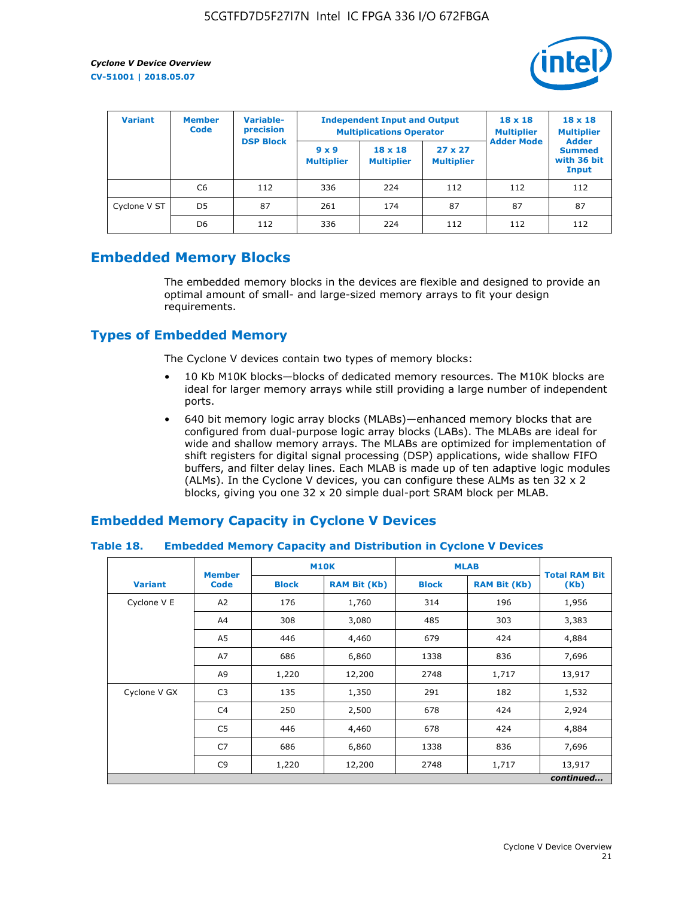| Variant | Member Code | Variable-precision DSP Block | Independent Input and Output Multiplications Operator | | | 18 x 18 Multiplier Adder Mode | 18 x 18 Multiplier Adder Summed with 36 bit Input |
|---|---|---|---|---|---|---|---|
| | | | 9 x 9 Multiplier | 18 x 18 Multiplier | 27 x 27 Multiplier | | |
| | C6 | 112 | 336 | 224 | 112 | 112 | 112 |
| Cyclone V ST | D5 | 87 | 261 | 174 | 87 | 87 | 87 |
| | D6 | 112 | 336 | 224 | 112 | 112 | 112 |

## Embedded Memory Blocks

The embedded memory blocks in the devices are flexible and designed to provide an optimal amount of small- and large-sized memory arrays to fit your design requirements.

## Types of Embedded Memory

The Cyclone V devices contain two types of memory blocks:

- 10 Kb M10K blocks—blocks of dedicated memory resources. The M10K blocks are ideal for larger memory arrays while still providing a large number of independent ports.
- 640 bit memory logic array blocks (MLABs)—enhanced memory blocks that are configured from dual-purpose logic array blocks (LABs). The MLABs are ideal for wide and shallow memory arrays. The MLABs are optimized for implementation of shift registers for digital signal processing (DSP) applications, wide shallow FIFO buffers, and filter delay lines. Each MLAB is made up of ten adaptive logic modules (ALMs). In the Cyclone V devices, you can configure these ALMs as ten 32 x 2 blocks, giving you one 32 x 20 simple dual-port SRAM block per MLAB.

## Embedded Memory Capacity in Cyclone V Devices

**Table 18. Embedded Memory Capacity and Distribution in Cyclone V Devices**

| Variant | Member Code | M10K | | MLAB | | Total RAM Bit (Kb) |
|---|---|---|---|---|---|---|
| | | Block | RAM Bit (Kb) | Block | RAM Bit (Kb) | |
| Cyclone V E | A2 | 176 | 1,760 | 314 | 196 | 1,956 |
| | A4 | 308 | 3,080 | 485 | 303 | 3,383 |
| | A5 | 446 | 4,460 | 679 | 424 | 4,884 |
| | A7 | 686 | 6,860 | 1338 | 836 | 7,696 |
| | A9 | 1,220 | 12,200 | 2748 | 1,717 | 13,917 |
| Cyclone V GX | C3 | 135 | 1,350 | 291 | 182 | 1,532 |
| | C4 | 250 | 2,500 | 678 | 424 | 2,924 |
| | C5 | 446 | 4,460 | 678 | 424 | 4,884 |
| | C7 | 686 | 6,860 | 1338 | 836 | 7,696 |
| | C9 | 1,220 | 12,200 | 2748 | 1,717 | 13,917 |

*continued...*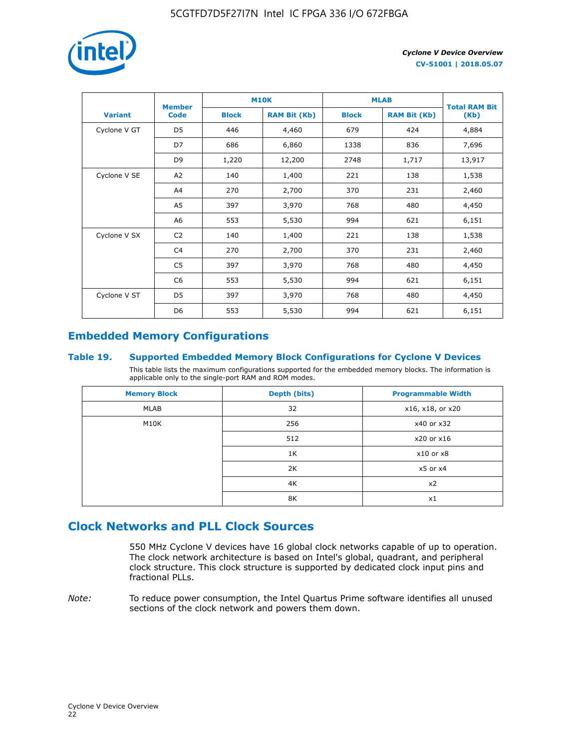| Variant | Member Code | M10K | | MLAB | | Total RAM Bit (Kb) |
|---|---|---|---|---|---|---|
| | | Block | RAM Bit (Kb) | Block | RAM Bit (Kb) | |
| Cyclone V GT | D5 | 446 | 4,460 | 679 | 424 | 4,884 |
| | D7 | 686 | 6,860 | 1338 | 836 | 7,696 |
| | D9 | 1,220 | 12,200 | 2748 | 1,717 | 13,917 |
| Cyclone V SE | A2 | 140 | 1,400 | 221 | 138 | 1,538 |
| | A4 | 270 | 2,700 | 370 | 231 | 2,460 |
| | A5 | 397 | 3,970 | 768 | 480 | 4,450 |
| | A6 | 553 | 5,530 | 994 | 621 | 6,151 |
| Cyclone V SX | C2 | 140 | 1,400 | 221 | 138 | 1,538 |
| | C4 | 270 | 2,700 | 370 | 231 | 2,460 |
| | C5 | 397 | 3,970 | 768 | 480 | 4,450 |
| | C6 | 553 | 5,530 | 994 | 621 | 6,151 |
| Cyclone V ST | D5 | 397 | 3,970 | 768 | 480 | 4,450 |
| | D6 | 553 | 5,530 | 994 | 621 | 6,151 |

## Embedded Memory Configurations

### Table 19. Supported Embedded Memory Block Configurations for Cyclone V Devices

This table lists the maximum configurations supported for the embedded memory blocks. The information is applicable only to the single-port RAM and ROM modes.

| Memory Block | Depth (bits) | Programmable Width |
|---|---|---|
| MLAB | 32 | x16, x18, or x20 |
| M10K | 256 | x40 or x32 |
| | 512 | x20 or x16 |
| | 1K | x10 or x8 |
| | 2K | x5 or x4 |
| | 4K | x2 |
| | 8K | x1 |

## Clock Networks and PLL Clock Sources

550 MHz Cyclone V devices have 16 global clock networks capable of up to operation. The clock network architecture is based on Intel's global, quadrant, and peripheral clock structure. This clock structure is supported by dedicated clock input pins and fractional PLLs.

*Note:* To reduce power consumption, the Intel Quartus Prime software identifies all unused sections of the clock network and powers them down.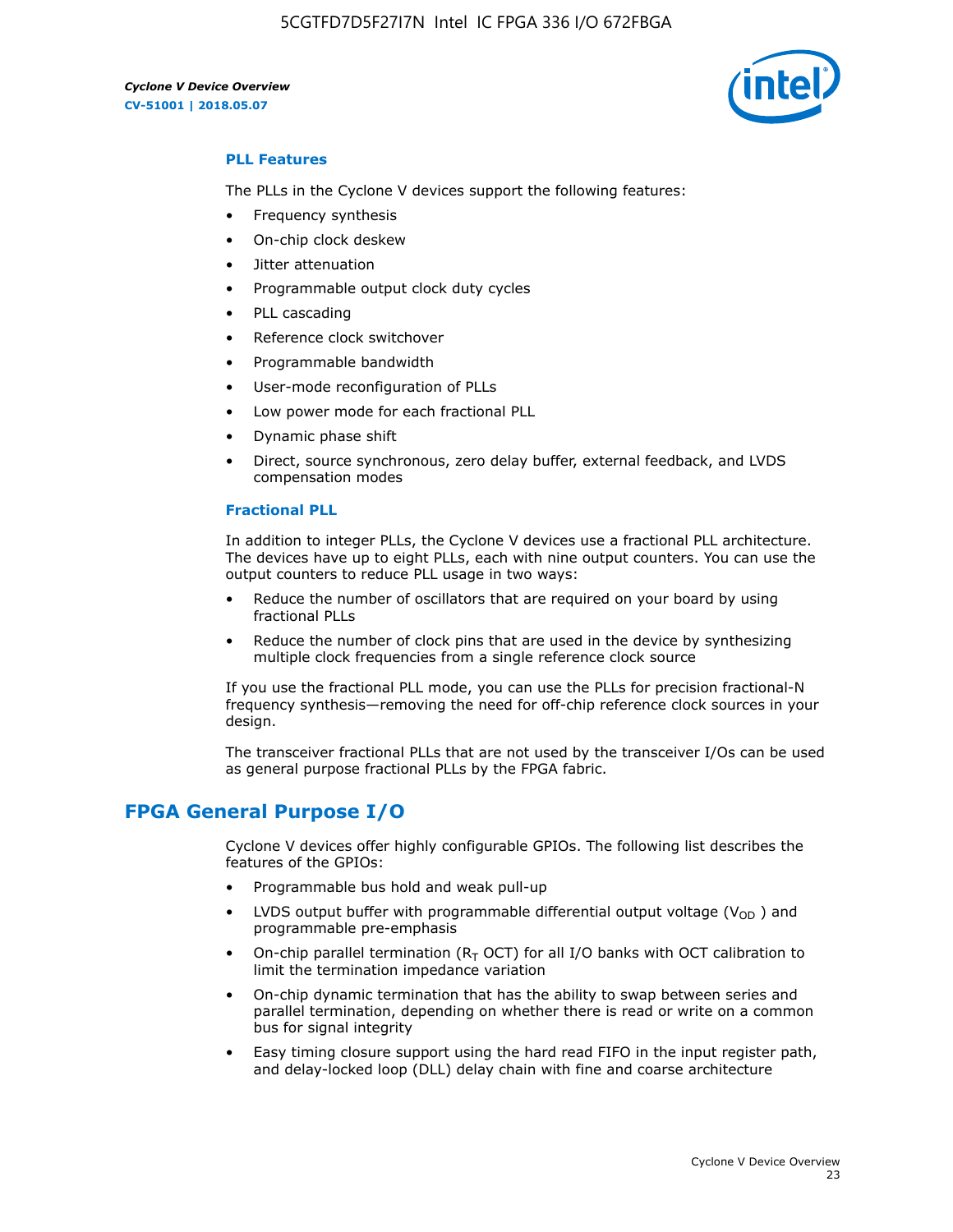### PLL Features

The PLLs in the Cyclone V devices support the following features:

- Frequency synthesis
- On-chip clock deskew
- Jitter attenuation
- Programmable output clock duty cycles
- PLL cascading
- Reference clock switchover
- Programmable bandwidth
- User-mode reconfiguration of PLLs
- Low power mode for each fractional PLL
- Dynamic phase shift
- Direct, source synchronous, zero delay buffer, external feedback, and LVDS compensation modes

### Fractional PLL

In addition to integer PLLs, the Cyclone V devices use a fractional PLL architecture. The devices have up to eight PLLs, each with nine output counters. You can use the output counters to reduce PLL usage in two ways:

- Reduce the number of oscillators that are required on your board by using fractional PLLs
- Reduce the number of clock pins that are used in the device by synthesizing multiple clock frequencies from a single reference clock source

If you use the fractional PLL mode, you can use the PLLs for precision fractional-N frequency synthesis—removing the need for off-chip reference clock sources in your design.

The transceiver fractional PLLs that are not used by the transceiver I/Os can be used as general purpose fractional PLLs by the FPGA fabric.

## FPGA General Purpose I/O

Cyclone V devices offer highly configurable GPIOs. The following list describes the features of the GPIOs:

- Programmable bus hold and weak pull-up
- LVDS output buffer with programmable differential output voltage ($V_{OD}$) and programmable pre-emphasis
- On-chip parallel termination ($R_T$ OCT) for all I/O banks with OCT calibration to limit the termination impedance variation
- On-chip dynamic termination that has the ability to swap between series and parallel termination, depending on whether there is read or write on a common bus for signal integrity
- Easy timing closure support using the hard read FIFO in the input register path, and delay-locked loop (DLL) delay chain with fine and coarse architecture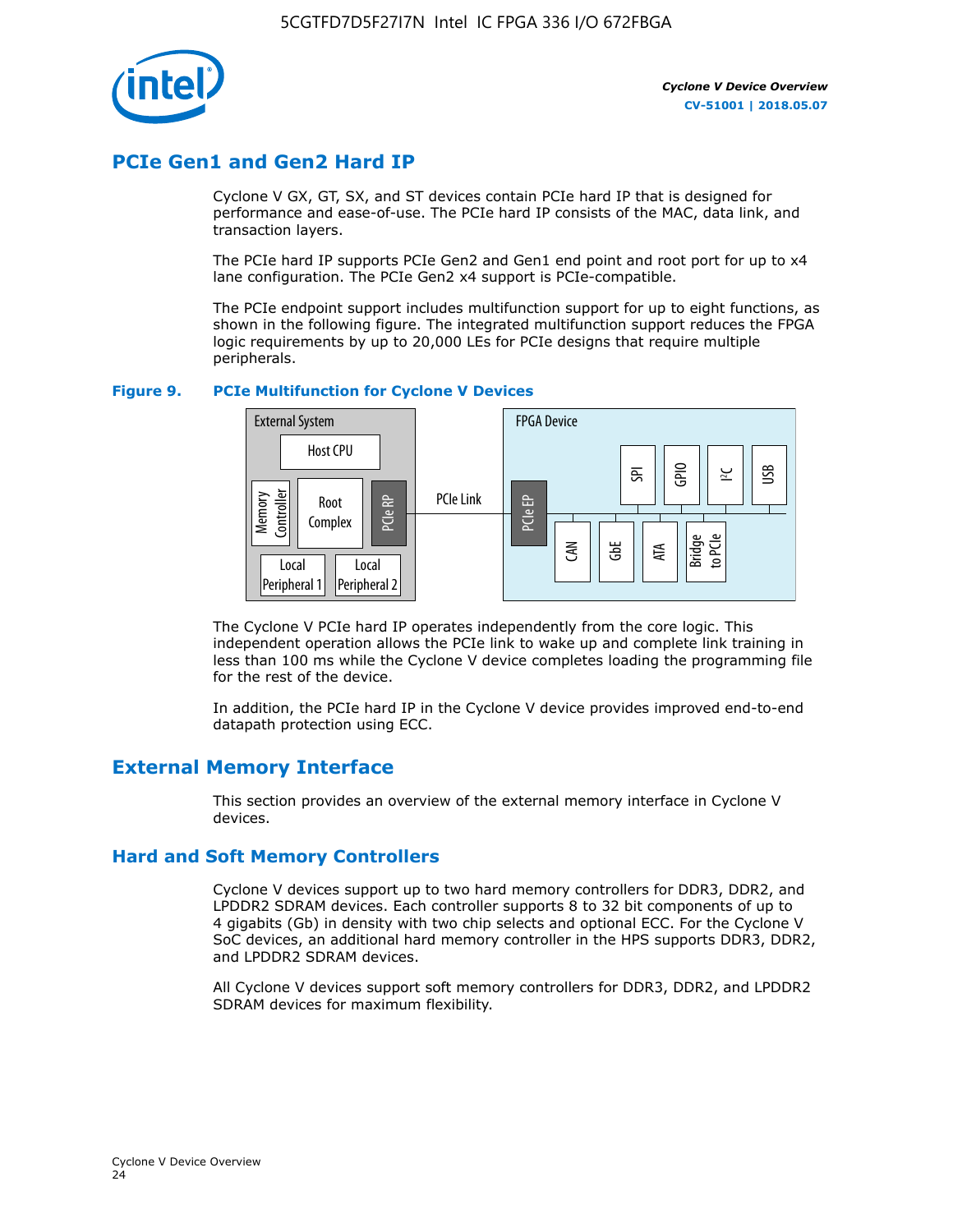## PCIe Gen1 and Gen2 Hard IP

Cyclone V GX, GT, SX, and ST devices contain PCIe hard IP that is designed for performance and ease-of-use. The PCIe hard IP consists of the MAC, data link, and transaction layers.

The PCIe hard IP supports PCIe Gen2 and Gen1 end point and root port for up to x4 lane configuration. The PCIe Gen2 x4 support is PCIe-compatible.

The PCIe endpoint support includes multifunction support for up to eight functions, as shown in the following figure. The integrated multifunction support reduces the FPGA logic requirements by up to 20,000 LEs for PCIe designs that require multiple peripherals.

**Figure 9. PCIe Multifunction for Cyclone V Devices**

The Cyclone V PCIe hard IP operates independently from the core logic. This independent operation allows the PCIe link to wake up and complete link training in less than 100 ms while the Cyclone V device completes loading the programming file for the rest of the device.

In addition, the PCIe hard IP in the Cyclone V device provides improved end-to-end datapath protection using ECC.

## External Memory Interface

This section provides an overview of the external memory interface in Cyclone V devices.

### Hard and Soft Memory Controllers

Cyclone V devices support up to two hard memory controllers for DDR3, DDR2, and LPDDR2 SDRAM devices. Each controller supports 8 to 32 bit components of up to 4 gigabits (Gb) in density with two chip selects and optional ECC. For the Cyclone V SoC devices, an additional hard memory controller in the HPS supports DDR3, DDR2, and LPDDR2 SDRAM devices.

All Cyclone V devices support soft memory controllers for DDR3, DDR2, and LPDDR2 SDRAM devices for maximum flexibility.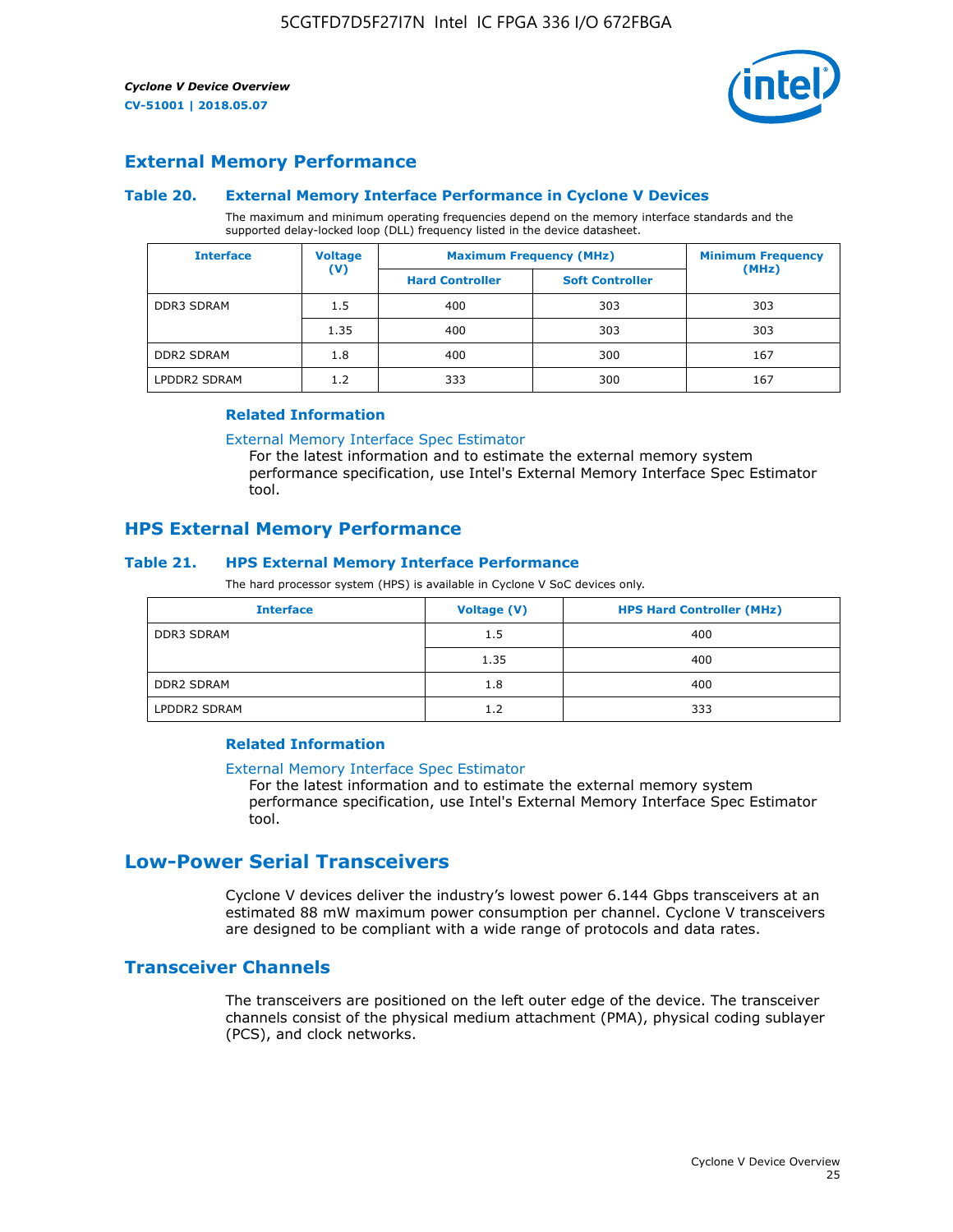## External Memory Performance

### Table 20. External Memory Interface Performance in Cyclone V Devices

The maximum and minimum operating frequencies depend on the memory interface standards and the supported delay-locked loop (DLL) frequency listed in the device datasheet.

| Interface | Voltage (V) | Maximum Frequency (MHz) | | Minimum Frequency (MHz) |
|---|---|---|---|---|
| | | Hard Controller | Soft Controller | |
| DDR3 SDRAM | 1.5 | 400 | 303 | 303 |
| | 1.35 | 400 | 303 | 303 |
| DDR2 SDRAM | 1.8 | 400 | 300 | 167 |
| LPDDR2 SDRAM | 1.2 | 333 | 300 | 167 |

#### Related Information

External Memory Interface Spec Estimator
For the latest information and to estimate the external memory system performance specification, use Intel's External Memory Interface Spec Estimator tool.

## HPS External Memory Performance

### Table 21. HPS External Memory Interface Performance

The hard processor system (HPS) is available in Cyclone V SoC devices only.

| Interface | Voltage (V) | HPS Hard Controller (MHz) |
|---|---|---|
| DDR3 SDRAM | 1.5 | 400 |
| | 1.35 | 400 |
| DDR2 SDRAM | 1.8 | 400 |
| LPDDR2 SDRAM | 1.2 | 333 |

#### Related Information

External Memory Interface Spec Estimator
For the latest information and to estimate the external memory system performance specification, use Intel's External Memory Interface Spec Estimator tool.

# Low-Power Serial Transceivers

Cyclone V devices deliver the industry's lowest power 6.144 Gbps transceivers at an estimated 88 mW maximum power consumption per channel. Cyclone V transceivers are designed to be compliant with a wide range of protocols and data rates.

## Transceiver Channels

The transceivers are positioned on the left outer edge of the device. The transceiver channels consist of the physical medium attachment (PMA), physical coding sublayer (PCS), and clock networks.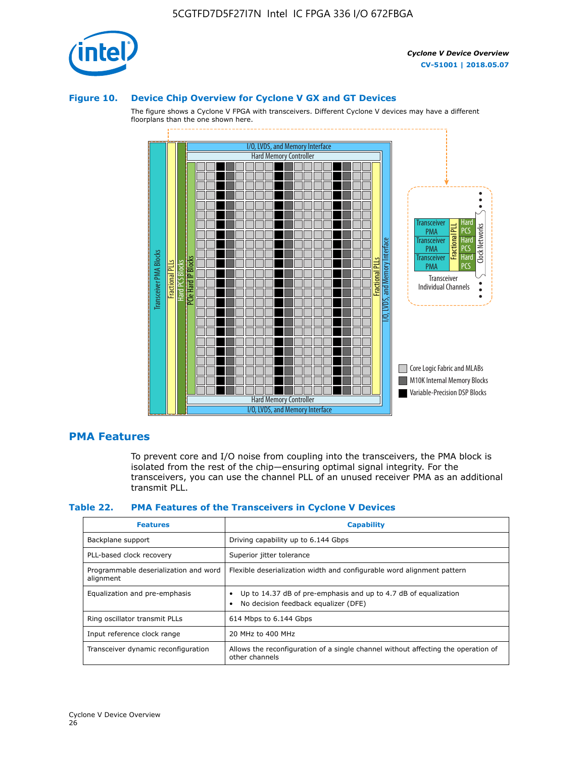### Figure 10. Device Chip Overview for Cyclone V GX and GT Devices

The figure shows a Cyclone V FPGA with transceivers. Different Cyclone V devices may have a different floorplans than the one shown here.

## PMA Features

To prevent core and I/O noise from coupling into the transceivers, the PMA block is isolated from the rest of the chip—ensuring optimal signal integrity. For the transceivers, you can use the channel PLL of an unused receiver PMA as an additional transmit PLL.

### Table 22. PMA Features of the Transceivers in Cyclone V Devices

| Features | Capability |
|---|---|
| Backplane support | Driving capability up to 6.144 Gbps |
| PLL-based clock recovery | Superior jitter tolerance |
| Programmable deserialization and word alignment | Flexible deserialization width and configurable word alignment pattern |
| Equalization and pre-emphasis | • Up to 14.37 dB of pre-emphasis and up to 4.7 dB of equalization<br>• No decision feedback equalizer (DFE) |
| Ring oscillator transmit PLLs | 614 Mbps to 6.144 Gbps |
| Input reference clock range | 20 MHz to 400 MHz |
| Transceiver dynamic reconfiguration | Allows the reconfiguration of a single channel without affecting the operation of other channels |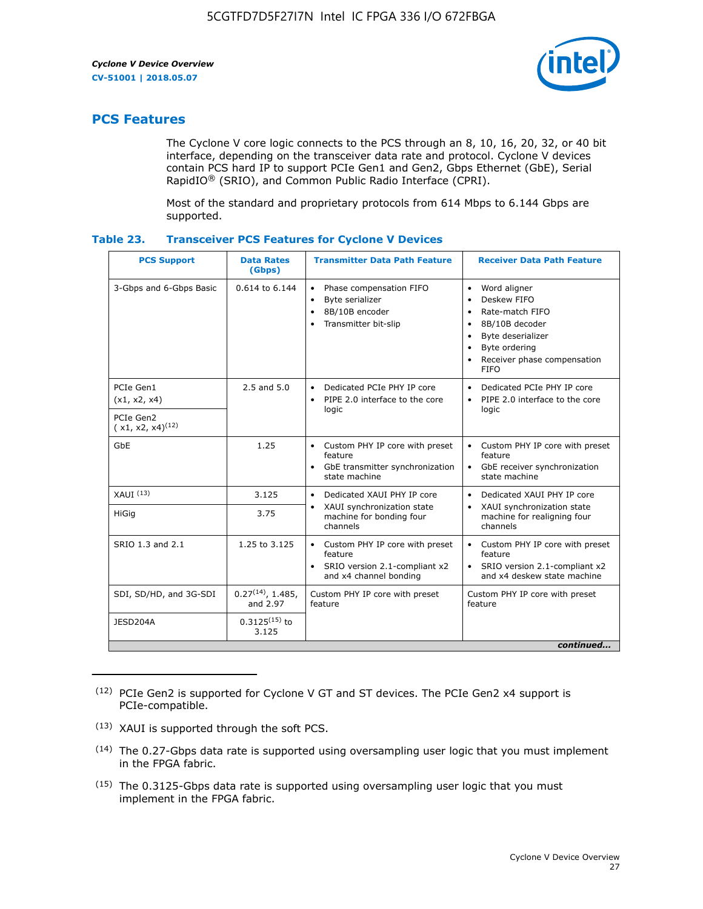## PCS Features

The Cyclone V core logic connects to the PCS through an 8, 10, 16, 20, 32, or 40 bit interface, depending on the transceiver data rate and protocol. Cyclone V devices contain PCS hard IP to support PCIe Gen1 and Gen2, Gbps Ethernet (GbE), Serial RapidIO® (SRIO), and Common Public Radio Interface (CPRI).

Most of the standard and proprietary protocols from 614 Mbps to 6.144 Gbps are supported.

### Table 23. Transceiver PCS Features for Cyclone V Devices

| PCS Support | Data Rates (Gbps) | Transmitter Data Path Feature | Receiver Data Path Feature |
|---|---|---|---|
| 3-Gbps and 6-Gbps Basic | 0.614 to 6.144 | • Phase compensation FIFO<br>• Byte serializer<br>• 8B/10B encoder<br>• Transmitter bit-slip | • Word aligner<br>• Deskew FIFO<br>• Rate-match FIFO<br>• 8B/10B decoder<br>• Byte deserializer<br>• Byte ordering<br>• Receiver phase compensation FIFO |
| PCIe Gen1 (x1, x2, x4) | 2.5 and 5.0 | • Dedicated PCIe PHY IP core<br>• PIPE 2.0 interface to the core logic | • Dedicated PCIe PHY IP core<br>• PIPE 2.0 interface to the core logic |
| PCIe Gen2 ( x1, x2, x4)(12) | | | |
| GbE | 1.25 | • Custom PHY IP core with preset feature<br>• GbE transmitter synchronization state machine | • Custom PHY IP core with preset feature<br>• GbE receiver synchronization state machine |
| XAUI (13) | 3.125 | • Dedicated XAUI PHY IP core<br>• XAUI synchronization state machine for bonding four channels | • Dedicated XAUI PHY IP core<br>• XAUI synchronization state machine for realigning four channels |
| HiGig | 3.75 | | |
| SRIO 1.3 and 2.1 | 1.25 to 3.125 | • Custom PHY IP core with preset feature<br>• SRIO version 2.1-compliant x2 and x4 channel bonding | • Custom PHY IP core with preset feature<br>• SRIO version 2.1-compliant x2 and x4 deskew state machine |
| SDI, SD/HD, and 3G-SDI | 0.27(14), 1.485, and 2.97 | Custom PHY IP core with preset feature | Custom PHY IP core with preset feature |
| JESD204A | 0.3125(15) to 3.125 | | |

*continued...*

(12) PCIe Gen2 is supported for Cyclone V GT and ST devices. The PCIe Gen2 x4 support is PCIe-compatible.

(13) XAUI is supported through the soft PCS.

(14) The 0.27-Gbps data rate is supported using oversampling user logic that you must implement in the FPGA fabric.

(15) The 0.3125-Gbps data rate is supported using oversampling user logic that you must implement in the FPGA fabric.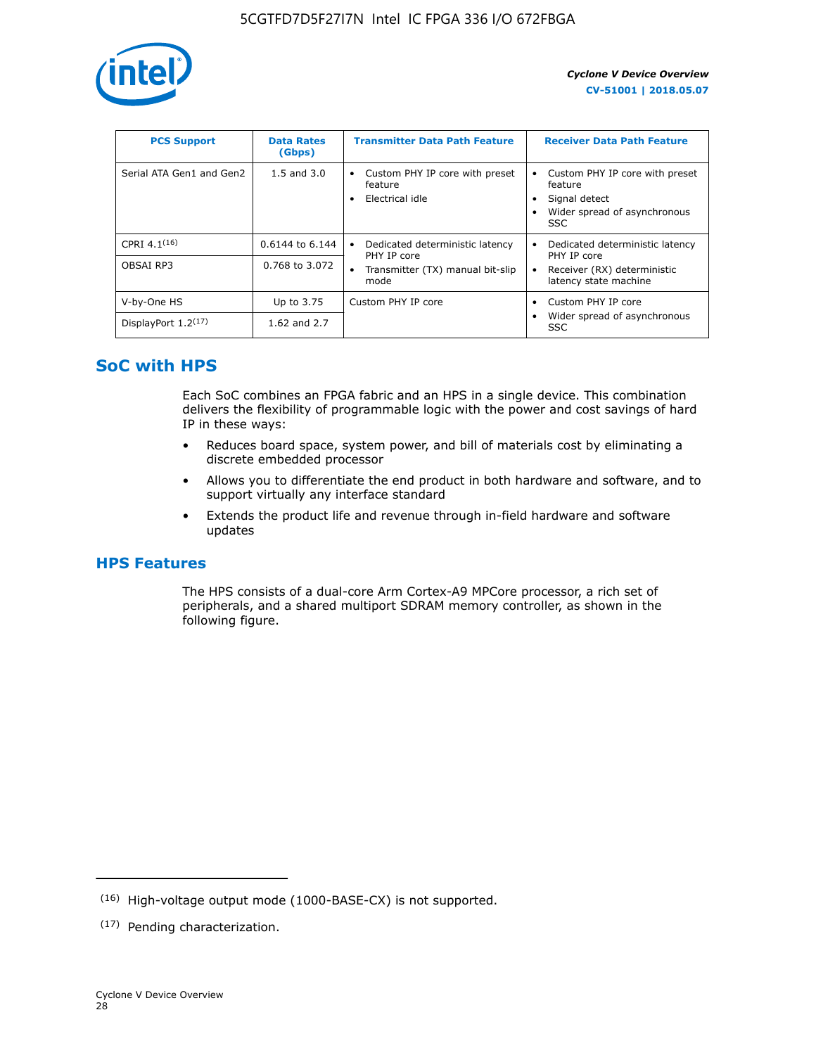| PCS Support | Data Rates (Gbps) | Transmitter Data Path Feature | Receiver Data Path Feature |
|---|---|---|---|
| Serial ATA Gen1 and Gen2 | 1.5 and 3.0 | • Custom PHY IP core with preset feature<br>• Electrical idle | • Custom PHY IP core with preset feature<br>• Signal detect<br>• Wider spread of asynchronous SSC |
| CPRI 4.1[16] | 0.6144 to 6.144 | • Dedicated deterministic latency PHY IP core<br>• Transmitter (TX) manual bit-slip mode | • Dedicated deterministic latency PHY IP core<br>• Receiver (RX) deterministic latency state machine |
| OBSAI RP3 | 0.768 to 3.072 | | |
| V-by-One HS | Up to 3.75 | Custom PHY IP core | • Custom PHY IP core<br>• Wider spread of asynchronous SSC |
| DisplayPort 1.2[17] | 1.62 and 2.7 | | |

## SoC with HPS

Each SoC combines an FPGA fabric and an HPS in a single device. This combination delivers the flexibility of programmable logic with the power and cost savings of hard IP in these ways:

- Reduces board space, system power, and bill of materials cost by eliminating a discrete embedded processor
- Allows you to differentiate the end product in both hardware and software, and to support virtually any interface standard
- Extends the product life and revenue through in-field hardware and software updates

## HPS Features

The HPS consists of a dual-core Arm Cortex-A9 MPCore processor, a rich set of peripherals, and a shared multiport SDRAM memory controller, as shown in the following figure.

---

(16) High-voltage output mode (1000-BASE-CX) is not supported.

(17) Pending characterization.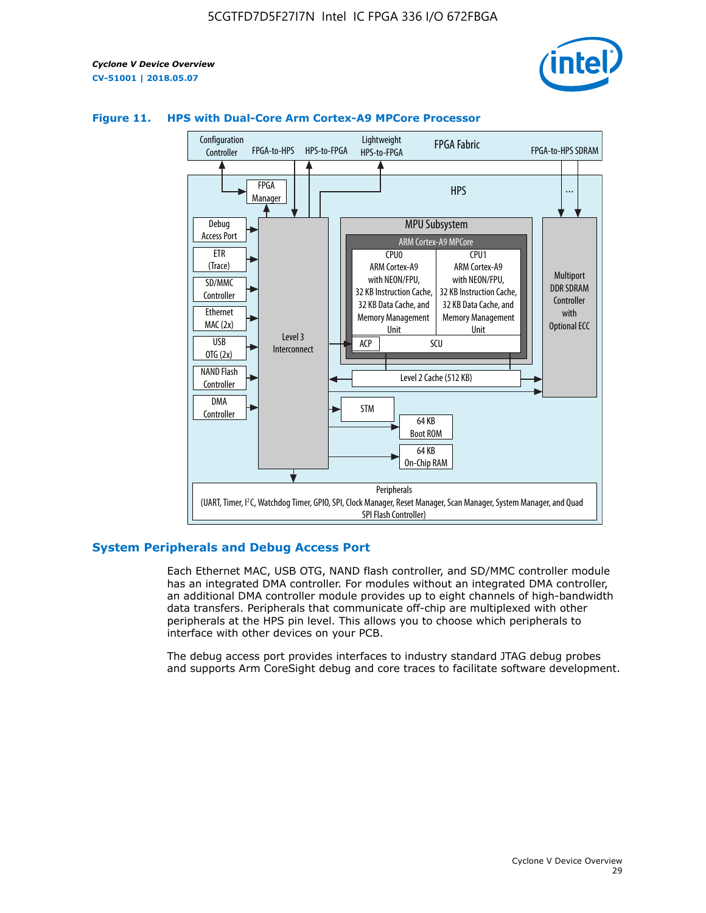**Figure 11. HPS with Dual-Core Arm Cortex-A9 MPCore Processor**

## System Peripherals and Debug Access Port

Each Ethernet MAC, USB OTG, NAND flash controller, and SD/MMC controller module has an integrated DMA controller. For modules without an integrated DMA controller, an additional DMA controller module provides up to eight channels of high-bandwidth data transfers. Peripherals that communicate off-chip are multiplexed with other peripherals at the HPS pin level. This allows you to choose which peripherals to interface with other devices on your PCB.

The debug access port provides interfaces to industry standard JTAG debug probes and supports Arm CoreSight debug and core traces to facilitate software development.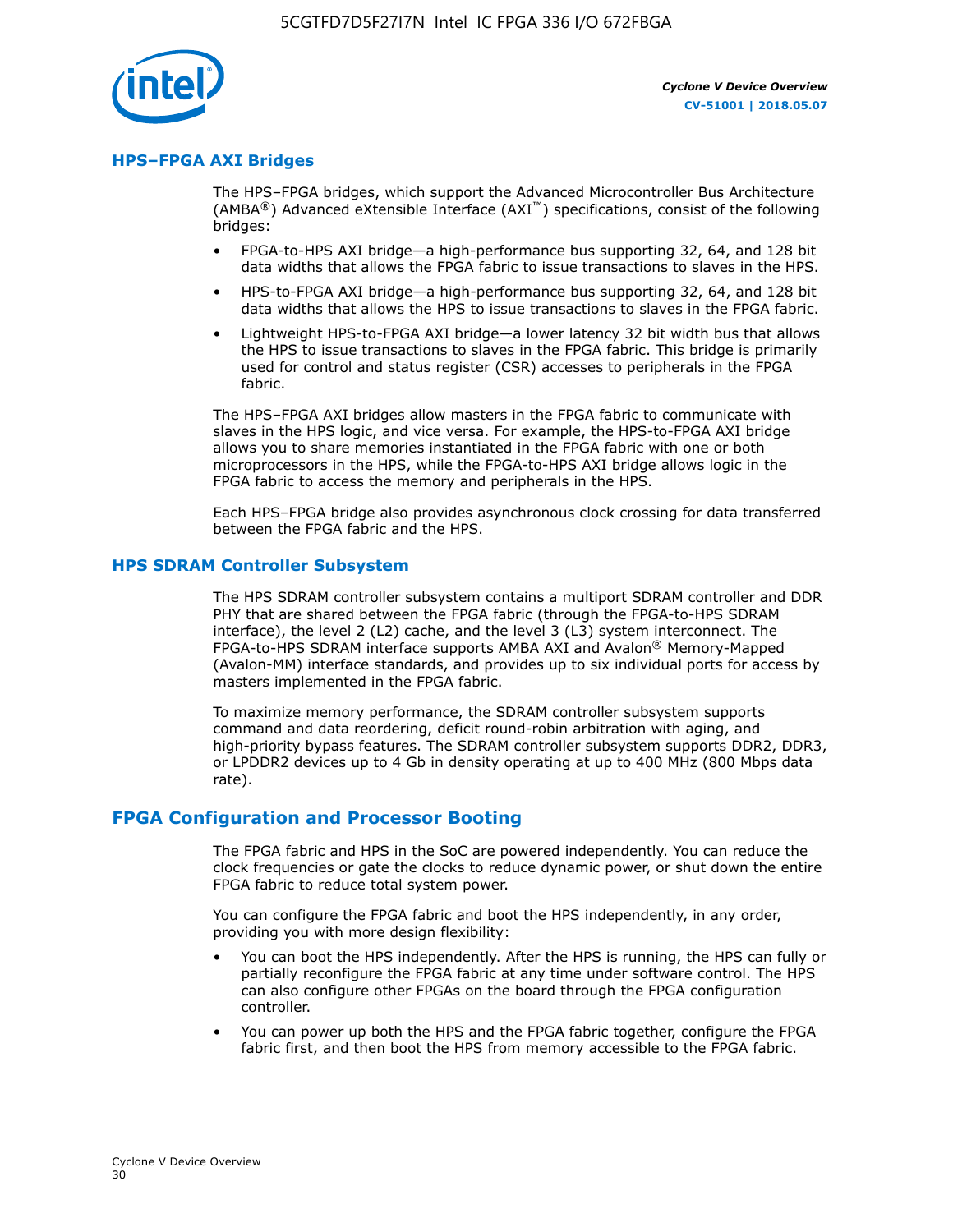## HPS–FPGA AXI Bridges

The HPS–FPGA bridges, which support the Advanced Microcontroller Bus Architecture (AMBA®) Advanced eXtensible Interface (AXI™) specifications, consist of the following bridges:

- FPGA-to-HPS AXI bridge—a high-performance bus supporting 32, 64, and 128 bit data widths that allows the FPGA fabric to issue transactions to slaves in the HPS.
- HPS-to-FPGA AXI bridge—a high-performance bus supporting 32, 64, and 128 bit data widths that allows the HPS to issue transactions to slaves in the FPGA fabric.
- Lightweight HPS-to-FPGA AXI bridge—a lower latency 32 bit width bus that allows the HPS to issue transactions to slaves in the FPGA fabric. This bridge is primarily used for control and status register (CSR) accesses to peripherals in the FPGA fabric.

The HPS–FPGA AXI bridges allow masters in the FPGA fabric to communicate with slaves in the HPS logic, and vice versa. For example, the HPS-to-FPGA AXI bridge allows you to share memories instantiated in the FPGA fabric with one or both microprocessors in the HPS, while the FPGA-to-HPS AXI bridge allows logic in the FPGA fabric to access the memory and peripherals in the HPS.

Each HPS–FPGA bridge also provides asynchronous clock crossing for data transferred between the FPGA fabric and the HPS.

## HPS SDRAM Controller Subsystem

The HPS SDRAM controller subsystem contains a multiport SDRAM controller and DDR PHY that are shared between the FPGA fabric (through the FPGA-to-HPS SDRAM interface), the level 2 (L2) cache, and the level 3 (L3) system interconnect. The FPGA-to-HPS SDRAM interface supports AMBA AXI and Avalon® Memory-Mapped (Avalon-MM) interface standards, and provides up to six individual ports for access by masters implemented in the FPGA fabric.

To maximize memory performance, the SDRAM controller subsystem supports command and data reordering, deficit round-robin arbitration with aging, and high-priority bypass features. The SDRAM controller subsystem supports DDR2, DDR3, or LPDDR2 devices up to 4 Gb in density operating at up to 400 MHz (800 Mbps data rate).

# FPGA Configuration and Processor Booting

The FPGA fabric and HPS in the SoC are powered independently. You can reduce the clock frequencies or gate the clocks to reduce dynamic power, or shut down the entire FPGA fabric to reduce total system power.

You can configure the FPGA fabric and boot the HPS independently, in any order, providing you with more design flexibility:

- You can boot the HPS independently. After the HPS is running, the HPS can fully or partially reconfigure the FPGA fabric at any time under software control. The HPS can also configure other FPGAs on the board through the FPGA configuration controller.
- You can power up both the HPS and the FPGA fabric together, configure the FPGA fabric first, and then boot the HPS from memory accessible to the FPGA fabric.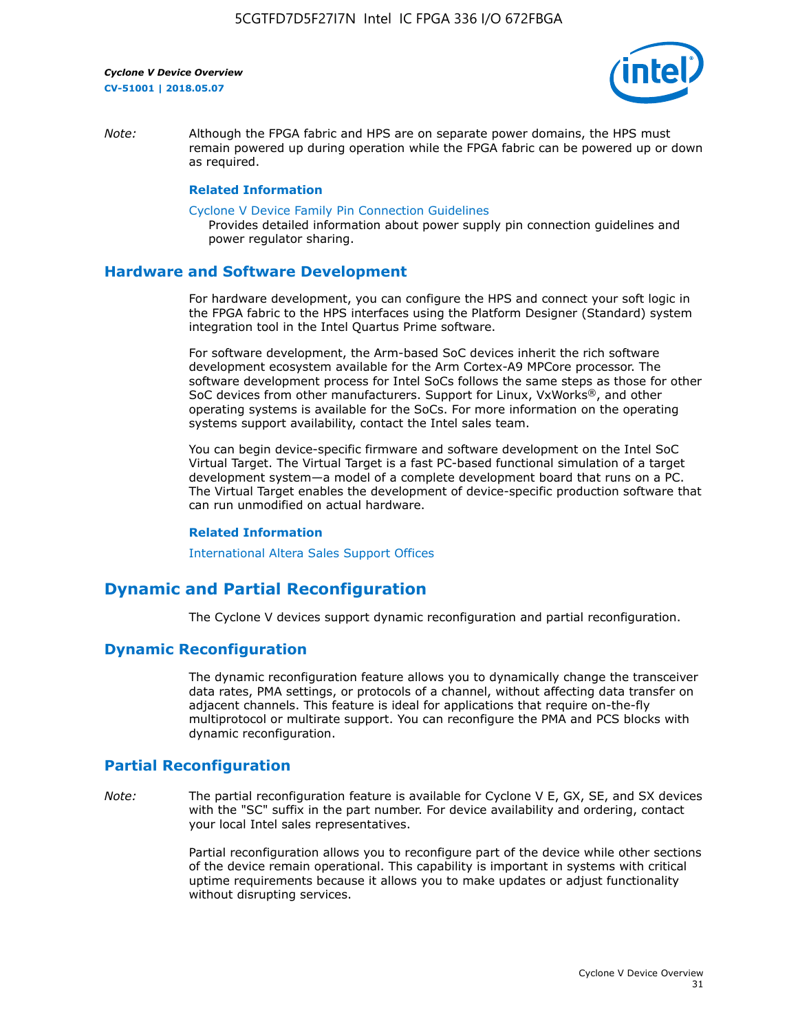*Note:* Although the FPGA fabric and HPS are on separate power domains, the HPS must remain powered up during operation while the FPGA fabric can be powered up or down as required.

**Related Information**

Cyclone V Device Family Pin Connection Guidelines
Provides detailed information about power supply pin connection guidelines and power regulator sharing.

## Hardware and Software Development

For hardware development, you can configure the HPS and connect your soft logic in the FPGA fabric to the HPS interfaces using the Platform Designer (Standard) system integration tool in the Intel Quartus Prime software.

For software development, the Arm-based SoC devices inherit the rich software development ecosystem available for the Arm Cortex-A9 MPCore processor. The software development process for Intel SoCs follows the same steps as those for other SoC devices from other manufacturers. Support for Linux, VxWorks®, and other operating systems is available for the SoCs. For more information on the operating systems support availability, contact the Intel sales team.

You can begin device-specific firmware and software development on the Intel SoC Virtual Target. The Virtual Target is a fast PC-based functional simulation of a target development system—a model of a complete development board that runs on a PC. The Virtual Target enables the development of device-specific production software that can run unmodified on actual hardware.

**Related Information**

International Altera Sales Support Offices

# Dynamic and Partial Reconfiguration

The Cyclone V devices support dynamic reconfiguration and partial reconfiguration.

## Dynamic Reconfiguration

The dynamic reconfiguration feature allows you to dynamically change the transceiver data rates, PMA settings, or protocols of a channel, without affecting data transfer on adjacent channels. This feature is ideal for applications that require on-the-fly multiprotocol or multirate support. You can reconfigure the PMA and PCS blocks with dynamic reconfiguration.

## Partial Reconfiguration

*Note:* The partial reconfiguration feature is available for Cyclone V E, GX, SE, and SX devices with the "SC" suffix in the part number. For device availability and ordering, contact your local Intel sales representatives.

Partial reconfiguration allows you to reconfigure part of the device while other sections of the device remain operational. This capability is important in systems with critical uptime requirements because it allows you to make updates or adjust functionality without disrupting services.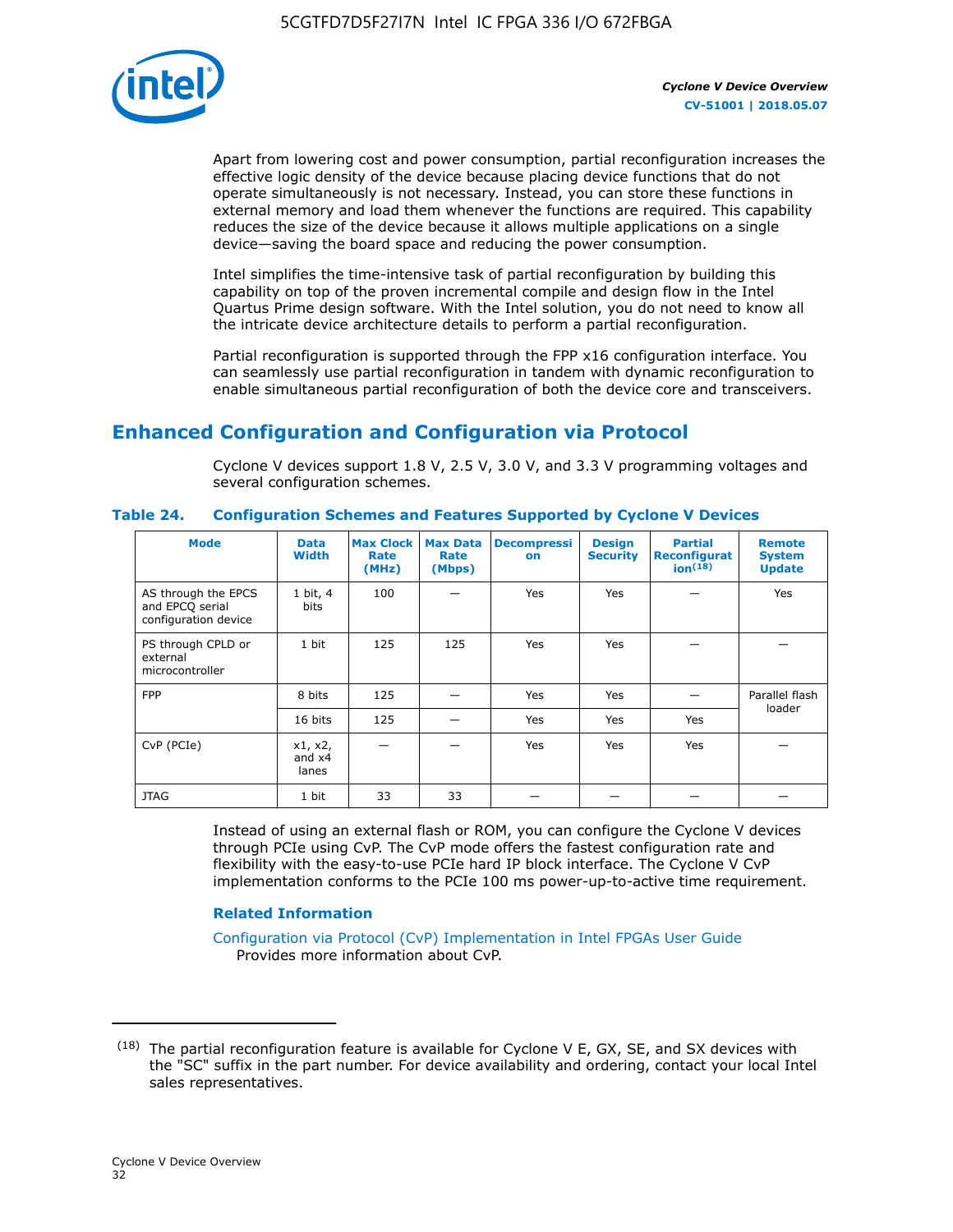Apart from lowering cost and power consumption, partial reconfiguration increases the effective logic density of the device because placing device functions that do not operate simultaneously is not necessary. Instead, you can store these functions in external memory and load them whenever the functions are required. This capability reduces the size of the device because it allows multiple applications on a single device—saving the board space and reducing the power consumption.

Intel simplifies the time-intensive task of partial reconfiguration by building this capability on top of the proven incremental compile and design flow in the Intel Quartus Prime design software. With the Intel solution, you do not need to know all the intricate device architecture details to perform a partial reconfiguration.

Partial reconfiguration is supported through the FPP x16 configuration interface. You can seamlessly use partial reconfiguration in tandem with dynamic reconfiguration to enable simultaneous partial reconfiguration of both the device core and transceivers.

## Enhanced Configuration and Configuration via Protocol

Cyclone V devices support 1.8 V, 2.5 V, 3.0 V, and 3.3 V programming voltages and several configuration schemes.

**Table 24. Configuration Schemes and Features Supported by Cyclone V Devices**

| Mode | Data Width | Max Clock Rate (MHz) | Max Data Rate (Mbps) | Decompression | Design Security | Partial Reconfiguration[18] | Remote System Update |
|---|---|---|---|---|---|---|---|
| AS through the EPCS and EPCQ serial configuration device | 1 bit, 4 bits | 100 | — | Yes | Yes | — | Yes |
| PS through CPLD or external microcontroller | 1 bit | 125 | 125 | Yes | Yes | — | — |
| FPP | 8 bits | 125 | — | Yes | Yes | — | Parallel flash loader |
| | 16 bits | 125 | — | Yes | Yes | Yes | |
| CvP (PCIe) | x1, x2, and x4 lanes | — | — | Yes | Yes | Yes | — |
| JTAG | 1 bit | 33 | 33 | — | — | — | — |

Instead of using an external flash or ROM, you can configure the Cyclone V devices through PCIe using CvP. The CvP mode offers the fastest configuration rate and flexibility with the easy-to-use PCIe hard IP block interface. The Cyclone V CvP implementation conforms to the PCIe 100 ms power-up-to-active time requirement.

### Related Information

Configuration via Protocol (CvP) Implementation in Intel FPGAs User Guide
Provides more information about CvP.

---

(18) The partial reconfiguration feature is available for Cyclone V E, GX, SE, and SX devices with the "SC" suffix in the part number. For device availability and ordering, contact your local Intel sales representatives.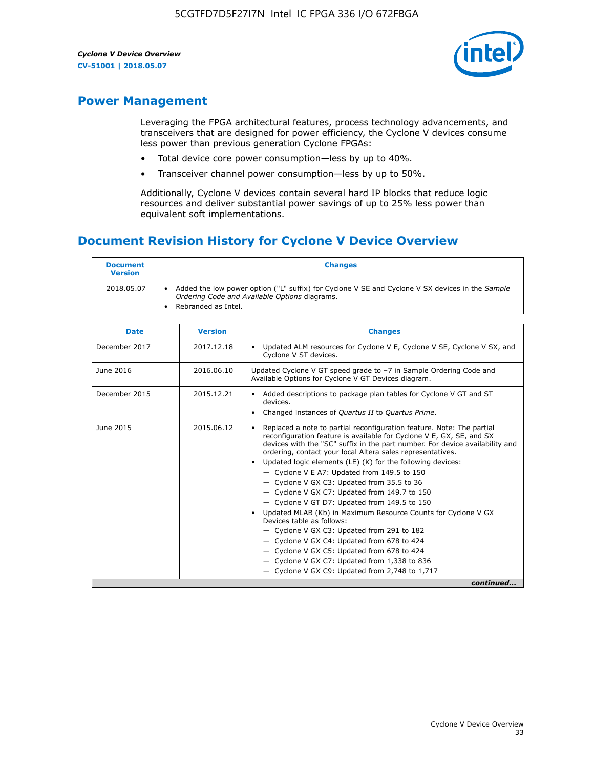## Power Management

Leveraging the FPGA architectural features, process technology advancements, and transceivers that are designed for power efficiency, the Cyclone V devices consume less power than previous generation Cyclone FPGAs:

- Total device core power consumption—less by up to 40%.
- Transceiver channel power consumption—less by up to 50%.

Additionally, Cyclone V devices contain several hard IP blocks that reduce logic resources and deliver substantial power savings of up to 25% less power than equivalent soft implementations.

## Document Revision History for Cyclone V Device Overview

| Document Version | Changes |
| --- | --- |
| 2018.05.07 | • Added the low power option ("L" suffix) for Cyclone V SE and Cyclone V SX devices in the *Sample Ordering Code and Available Options* diagrams.<br>• Rebranded as Intel. |

| Date | Version | Changes |
| --- | --- | --- |
| December 2017 | 2017.12.18 | • Updated ALM resources for Cyclone V E, Cyclone V SE, Cyclone V SX, and Cyclone V ST devices. |
| June 2016 | 2016.06.10 | Updated Cyclone V GT speed grade to –7 in Sample Ordering Code and Available Options for Cyclone V GT Devices diagram. |
| December 2015 | 2015.12.21 | • Added descriptions to package plan tables for Cyclone V GT and ST devices.<br>• Changed instances of *Quartus II* to *Quartus Prime*. |
| June 2015 | 2015.06.12 | • Replaced a note to partial reconfiguration feature. Note: The partial reconfiguration feature is available for Cyclone V E, GX, SE, and SX devices with the "SC" suffix in the part number. For device availability and ordering, contact your local Altera sales representatives.<br>• Updated logic elements (LE) (K) for the following devices:<br>— Cyclone V E A7: Updated from 149.5 to 150<br>— Cyclone V GX C3: Updated from 35.5 to 36<br>— Cyclone V GX C7: Updated from 149.7 to 150<br>— Cyclone V GT D7: Updated from 149.5 to 150<br>• Updated MLAB (Kb) in Maximum Resource Counts for Cyclone V GX Devices table as follows:<br>— Cyclone V GX C3: Updated from 291 to 182<br>— Cyclone V GX C4: Updated from 678 to 424<br>— Cyclone V GX C5: Updated from 678 to 424<br>— Cyclone V GX C7: Updated from 1,338 to 836<br>— Cyclone V GX C9: Updated from 2,748 to 1,717 |

*continued...*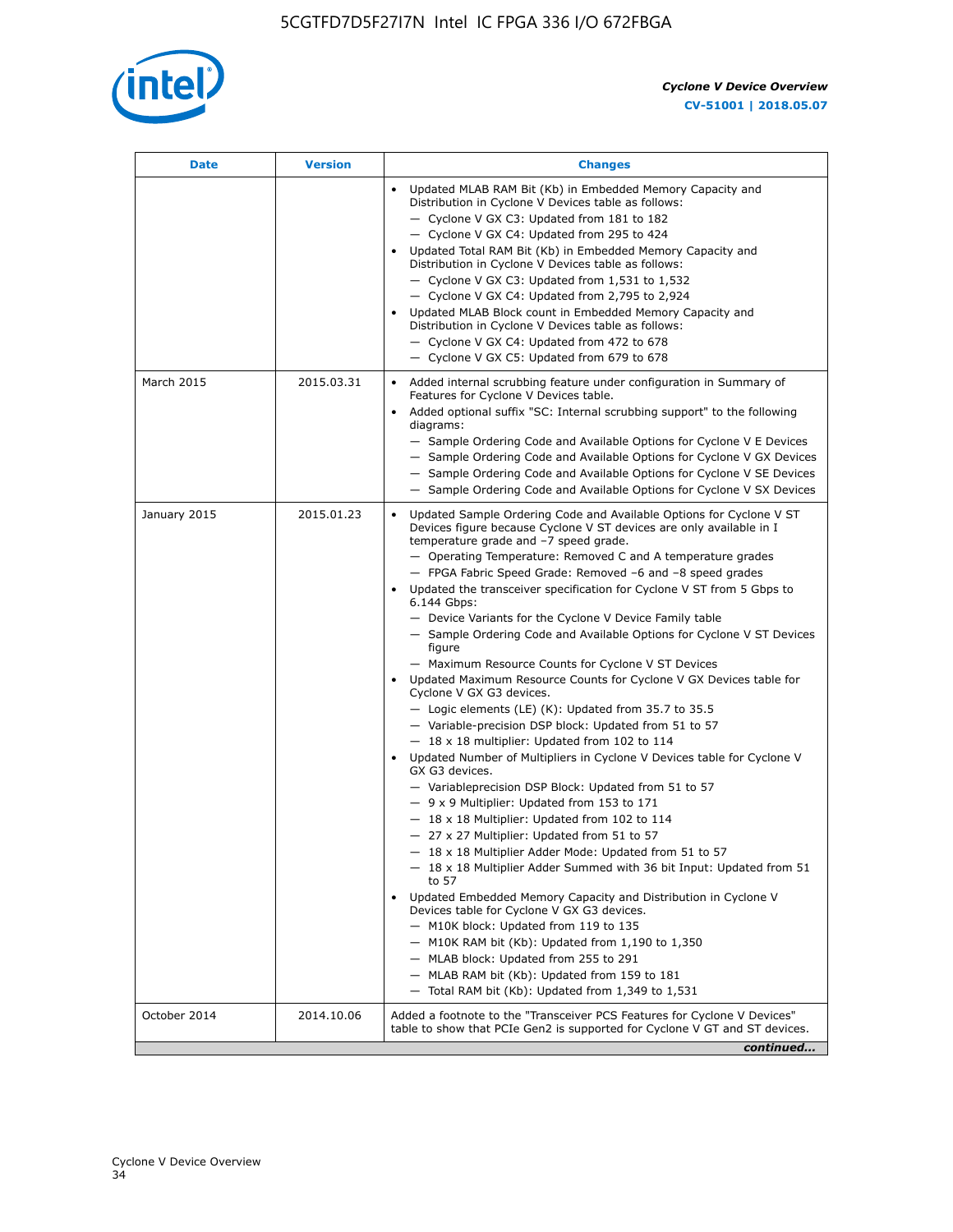| Date | Version | Changes |
| --- | --- | --- |
| | | • Updated MLAB RAM Bit (Kb) in Embedded Memory Capacity and Distribution in Cyclone V Devices table as follows:<br>— Cyclone V GX C3: Updated from 181 to 182<br>— Cyclone V GX C4: Updated from 295 to 424<br>• Updated Total RAM Bit (Kb) in Embedded Memory Capacity and Distribution in Cyclone V Devices table as follows:<br>— Cyclone V GX C3: Updated from 1,531 to 1,532<br>— Cyclone V GX C4: Updated from 2,795 to 2,924<br>• Updated MLAB Block count in Embedded Memory Capacity and Distribution in Cyclone V Devices table as follows:<br>— Cyclone V GX C4: Updated from 472 to 678<br>— Cyclone V GX C5: Updated from 679 to 678 |
| March 2015 | 2015.03.31 | • Added internal scrubbing feature under configuration in Summary of Features for Cyclone V Devices table.<br>• Added optional suffix "SC: Internal scrubbing support" to the following diagrams:<br>— Sample Ordering Code and Available Options for Cyclone V E Devices<br>— Sample Ordering Code and Available Options for Cyclone V GX Devices<br>— Sample Ordering Code and Available Options for Cyclone V SE Devices<br>— Sample Ordering Code and Available Options for Cyclone V SX Devices |
| January 2015 | 2015.01.23 | • Updated Sample Ordering Code and Available Options for Cyclone V ST Devices figure because Cyclone V ST devices are only available in I temperature grade and −7 speed grade.<br>— Operating Temperature: Removed C and A temperature grades<br>— FPGA Fabric Speed Grade: Removed −6 and −8 speed grades<br>• Updated the transceiver specification for Cyclone V ST from 5 Gbps to 6.144 Gbps:<br>— Device Variants for the Cyclone V Device Family table<br>— Sample Ordering Code and Available Options for Cyclone V ST Devices figure<br>— Maximum Resource Counts for Cyclone V ST Devices<br>• Updated Maximum Resource Counts for Cyclone V GX Devices table for Cyclone V GX G3 devices.<br>— Logic elements (LE) (K): Updated from 35.7 to 35.5<br>— Variable-precision DSP block: Updated from 51 to 57<br>— 18 x 18 multiplier: Updated from 102 to 114<br>• Updated Number of Multipliers in Cyclone V Devices table for Cyclone V GX G3 devices.<br>— Variableprecision DSP Block: Updated from 51 to 57<br>— 9 x 9 Multiplier: Updated from 153 to 171<br>— 18 x 18 Multiplier: Updated from 102 to 114<br>— 27 x 27 Multiplier: Updated from 51 to 57<br>— 18 x 18 Multiplier Adder Mode: Updated from 51 to 57<br>— 18 x 18 Multiplier Adder Summed with 36 bit Input: Updated from 51 to 57<br>• Updated Embedded Memory Capacity and Distribution in Cyclone V Devices table for Cyclone V GX G3 devices.<br>— M10K block: Updated from 119 to 135<br>— M10K RAM bit (Kb): Updated from 1,190 to 1,350<br>— MLAB block: Updated from 255 to 291<br>— MLAB RAM bit (Kb): Updated from 159 to 181<br>— Total RAM bit (Kb): Updated from 1,349 to 1,531 |
| October 2014 | 2014.10.06 | Added a footnote to the "Transceiver PCS Features for Cyclone V Devices" table to show that PCIe Gen2 is supported for Cyclone V GT and ST devices. |

*continued...*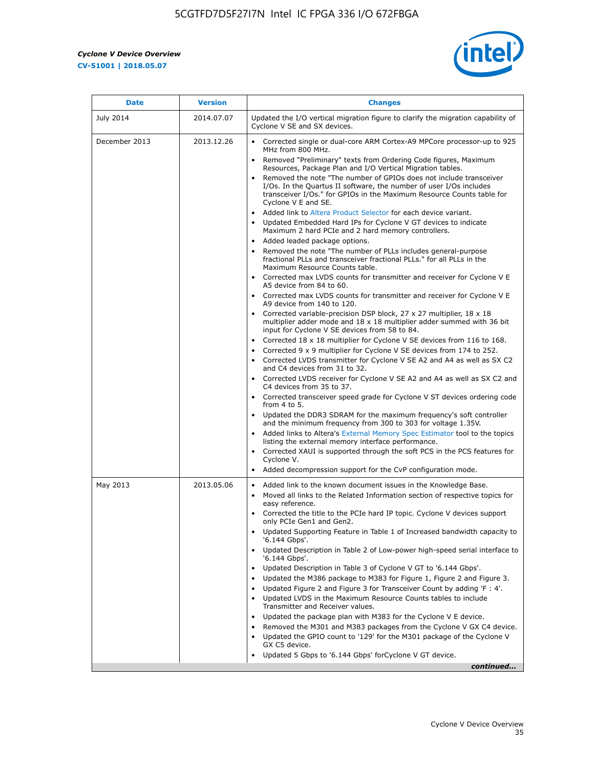| Date | Version | Changes |
| --- | --- | --- |
| July 2014 | 2014.07.07 | Updated the I/O vertical migration figure to clarify the migration capability of Cyclone V SE and SX devices. |
| December 2013 | 2013.12.26 | • Corrected single or dual-core ARM Cortex-A9 MPCore processor-up to 925 MHz from 800 MHz.<br>• Removed "Preliminary" texts from Ordering Code figures, Maximum Resources, Package Plan and I/O Vertical Migration tables.<br>• Removed the note "The number of GPIOs does not include transceiver I/Os. In the Quartus II software, the number of user I/Os includes transceiver I/Os." for GPIOs in the Maximum Resource Counts table for Cyclone V E and SE.<br>• Added link to Altera Product Selector for each device variant.<br>• Updated Embedded Hard IPs for Cyclone V GT devices to indicate Maximum 2 hard PCIe and 2 hard memory controllers.<br>• Added leaded package options.<br>• Removed the note "The number of PLLs includes general-purpose fractional PLLs and transceiver fractional PLLs." for all PLLs in the Maximum Resource Counts table.<br>• Corrected max LVDS counts for transmitter and receiver for Cyclone V E A5 device from 84 to 60.<br>• Corrected max LVDS counts for transmitter and receiver for Cyclone V E A9 device from 140 to 120.<br>• Corrected variable-precision DSP block, 27 x 27 multiplier, 18 x 18 multiplier adder mode and 18 x 18 multiplier adder summed with 36 bit input for Cyclone V SE devices from 58 to 84.<br>• Corrected 18 x 18 multiplier for Cyclone V SE devices from 116 to 168.<br>• Corrected 9 x 9 multiplier for Cyclone V SE devices from 174 to 252.<br>• Corrected LVDS transmitter for Cyclone V SE A2 and A4 as well as SX C2 and C4 devices from 31 to 32.<br>• Corrected LVDS receiver for Cyclone V SE A2 and A4 as well as SX C2 and C4 devices from 35 to 37.<br>• Corrected transceiver speed grade for Cyclone V ST devices ordering code from 4 to 5.<br>• Updated the DDR3 SDRAM for the maximum frequency's soft controller and the minimum frequency from 300 to 303 for voltage 1.35V.<br>• Added links to Altera's External Memory Spec Estimator tool to the topics listing the external memory interface performance.<br>• Corrected XAUI is supported through the soft PCS in the PCS features for Cyclone V.<br>• Added decompression support for the CvP configuration mode. |
| May 2013 | 2013.05.06 | • Added link to the known document issues in the Knowledge Base.<br>• Moved all links to the Related Information section of respective topics for easy reference.<br>• Corrected the title to the PCIe hard IP topic. Cyclone V devices support only PCIe Gen1 and Gen2.<br>• Updated Supporting Feature in Table 1 of Increased bandwidth capacity to '6.144 Gbps'.<br>• Updated Description in Table 2 of Low-power high-speed serial interface to '6.144 Gbps'.<br>• Updated Description in Table 3 of Cyclone V GT to '6.144 Gbps'.<br>• Updated the M386 package to M383 for Figure 1, Figure 2 and Figure 3.<br>• Updated Figure 2 and Figure 3 for Transceiver Count by adding 'F : 4'.<br>• Updated LVDS in the Maximum Resource Counts tables to include Transmitter and Receiver values.<br>• Updated the package plan with M383 for the Cyclone V E device.<br>• Removed the M301 and M383 packages from the Cyclone V GX C4 device.<br>• Updated the GPIO count to '129' for the M301 package of the Cyclone V GX C5 device.<br>• Updated 5 Gbps to '6.144 Gbps' forCyclone V GT device. |

*continued...*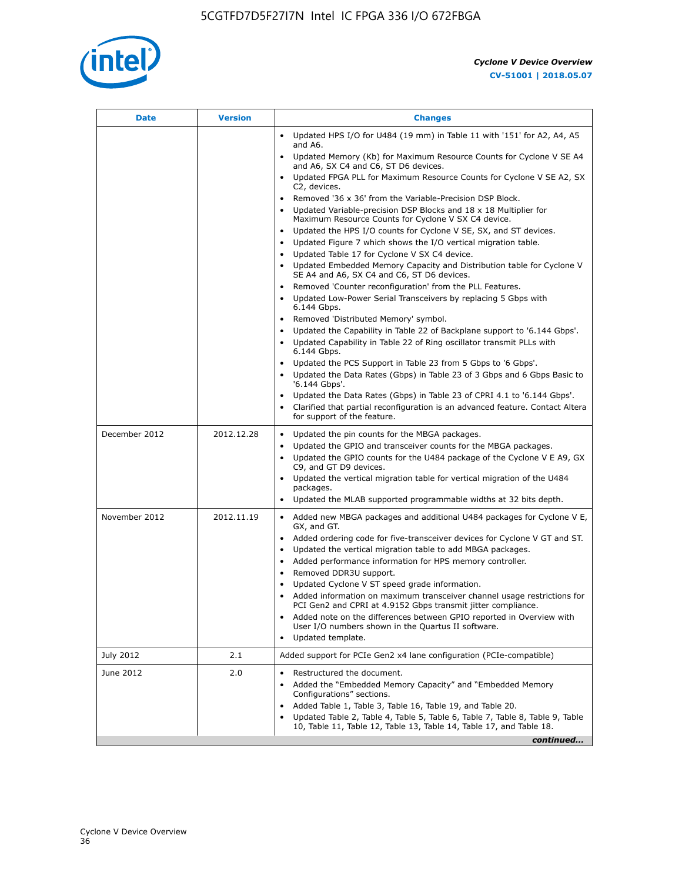| Date | Version | Changes |
|---|---|---|
| | | • Updated HPS I/O for U484 (19 mm) in Table 11 with '151' for A2, A4, A5 and A6.<br>• Updated Memory (Kb) for Maximum Resource Counts for Cyclone V SE A4 and A6, SX C4 and C6, ST D6 devices.<br>• Updated FPGA PLL for Maximum Resource Counts for Cyclone V SE A2, SX C2, devices.<br>• Removed '36 x 36' from the Variable-Precision DSP Block.<br>• Updated Variable-precision DSP Blocks and 18 x 18 Multiplier for Maximum Resource Counts for Cyclone V SX C4 device.<br>• Updated the HPS I/O counts for Cyclone V SE, SX, and ST devices.<br>• Updated Figure 7 which shows the I/O vertical migration table.<br>• Updated Table 17 for Cyclone V SX C4 device.<br>• Updated Embedded Memory Capacity and Distribution table for Cyclone V SE A4 and A6, SX C4 and C6, ST D6 devices.<br>• Removed 'Counter reconfiguration' from the PLL Features.<br>• Updated Low-Power Serial Transceivers by replacing 5 Gbps with 6.144 Gbps.<br>• Removed 'Distributed Memory' symbol.<br>• Updated the Capability in Table 22 of Backplane support to '6.144 Gbps'.<br>• Updated Capability in Table 22 of Ring oscillator transmit PLLs with 6.144 Gbps.<br>• Updated the PCS Support in Table 23 from 5 Gbps to '6 Gbps'.<br>• Updated the Data Rates (Gbps) in Table 23 of 3 Gbps and 6 Gbps Basic to '6.144 Gbps'.<br>• Updated the Data Rates (Gbps) in Table 23 of CPRI 4.1 to '6.144 Gbps'.<br>• Clarified that partial reconfiguration is an advanced feature. Contact Altera for support of the feature. |
| December 2012 | 2012.12.28 | • Updated the pin counts for the MBGA packages.<br>• Updated the GPIO and transceiver counts for the MBGA packages.<br>• Updated the GPIO counts for the U484 package of the Cyclone V E A9, GX C9, and GT D9 devices.<br>• Updated the vertical migration table for vertical migration of the U484 packages.<br>• Updated the MLAB supported programmable widths at 32 bits depth. |
| November 2012 | 2012.11.19 | • Added new MBGA packages and additional U484 packages for Cyclone V E, GX, and GT.<br>• Added ordering code for five-transceiver devices for Cyclone V GT and ST.<br>• Updated the vertical migration table to add MBGA packages.<br>• Added performance information for HPS memory controller.<br>• Removed DDR3U support.<br>• Updated Cyclone V ST speed grade information.<br>• Added information on maximum transceiver channel usage restrictions for PCI Gen2 and CPRI at 4.9152 Gbps transmit jitter compliance.<br>• Added note on the differences between GPIO reported in Overview with User I/O numbers shown in the Quartus II software.<br>• Updated template. |
| July 2012 | 2.1 | Added support for PCIe Gen2 x4 lane configuration (PCIe-compatible) |
| June 2012 | 2.0 | • Restructured the document.<br>• Added the "Embedded Memory Capacity" and "Embedded Memory Configurations" sections.<br>• Added Table 1, Table 3, Table 16, Table 19, and Table 20.<br>• Updated Table 2, Table 4, Table 5, Table 6, Table 7, Table 8, Table 9, Table 10, Table 11, Table 12, Table 13, Table 14, Table 17, and Table 18. |

*continued...*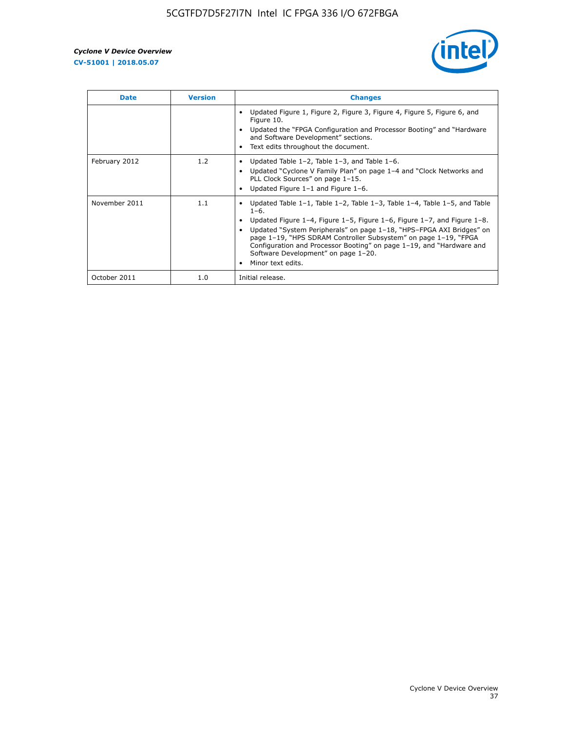| Date | Version | Changes |
| --- | --- | --- |
| | | • Updated Figure 1, Figure 2, Figure 3, Figure 4, Figure 5, Figure 6, and Figure 10.<br>• Updated the "FPGA Configuration and Processor Booting" and "Hardware and Software Development" sections.<br>• Text edits throughout the document. |
| February 2012 | 1.2 | • Updated Table 1–2, Table 1–3, and Table 1–6.<br>• Updated "Cyclone V Family Plan" on page 1–4 and "Clock Networks and PLL Clock Sources" on page 1–15.<br>• Updated Figure 1–1 and Figure 1–6. |
| November 2011 | 1.1 | • Updated Table 1–1, Table 1–2, Table 1–3, Table 1–4, Table 1–5, and Table 1–6.<br>• Updated Figure 1–4, Figure 1–5, Figure 1–6, Figure 1–7, and Figure 1–8.<br>• Updated "System Peripherals" on page 1–18, "HPS–FPGA AXI Bridges" on page 1–19, "HPS SDRAM Controller Subsystem" on page 1–19, "FPGA Configuration and Processor Booting" on page 1–19, and "Hardware and Software Development" on page 1–20.<br>• Minor text edits. |
| October 2011 | 1.0 | Initial release. |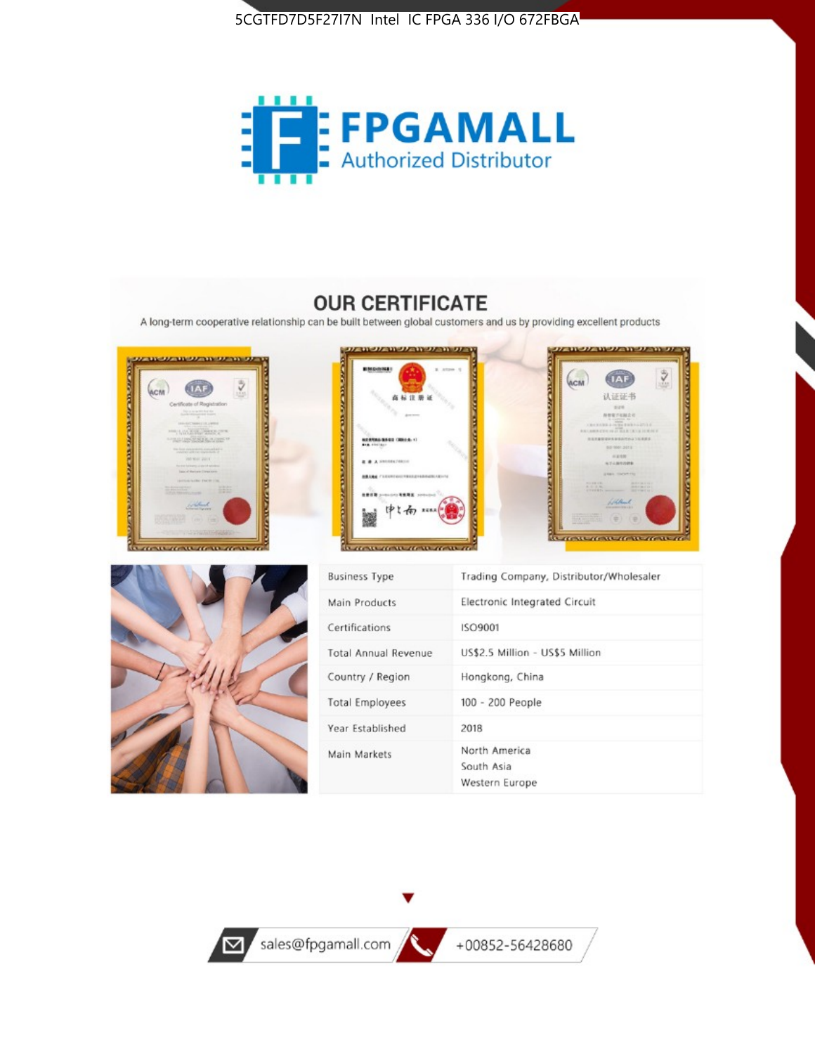FPGAMALL
Authorized Distributor

## OUR CERTIFICATE

A long-term cooperative relationship can be built between global customers and us by providing excellent products

| Business Type | Trading Company, Distributor/Wholesaler |
|---|---|
| Main Products | Electronic Integrated Circuit |
| Certifications | ISO9001 |
| Total Annual Revenue | US$2.5 Million - US$5 Million |
| Country / Region | Hongkong, China |
| Total Employees | 100 - 200 People |
| Year Established | 2018 |
| Main Markets | North America<br>South Asia<br>Western Europe |

sales@fpgamall.com +00852-56428680